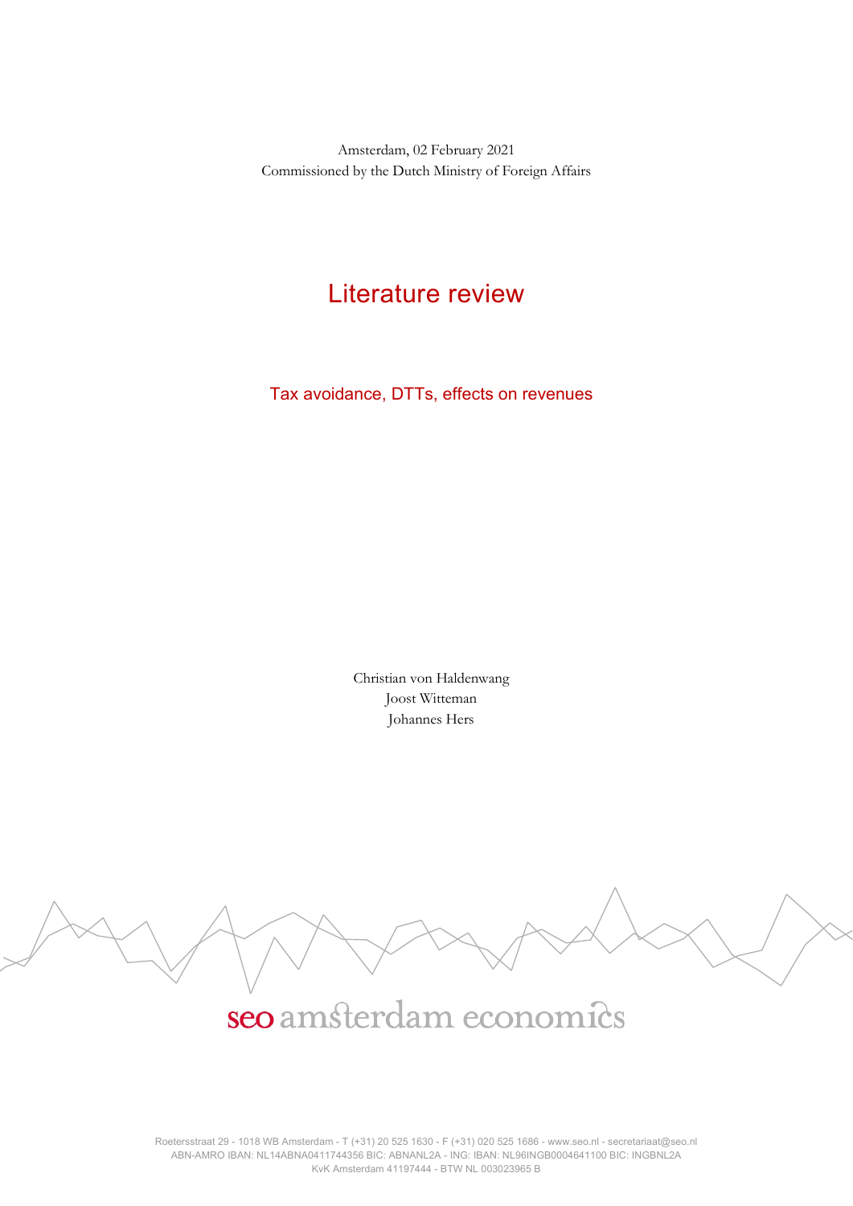Amsterdam, 02 February 2021
Commissioned by the Dutch Ministry of Foreign Affairs

# Literature review

## Tax avoidance, DTTs, effects on revenues

Christian von Haldenwang
Joost Witteman
Johannes Hers

seo amsterdam economics

Roetersstraat 29 - 1018 WB Amsterdam - T (+31) 20 525 1630 - F (+31) 020 525 1686 - www.seo.nl - secretariaat@seo.nl
ABN-AMRO IBAN: NL14ABNA0411744356 BIC: ABNANL2A - ING: IBAN: NL96INGB0004641100 BIC: INGBNL2A
KvK Amsterdam 41197444 - BTW NL 003023965 B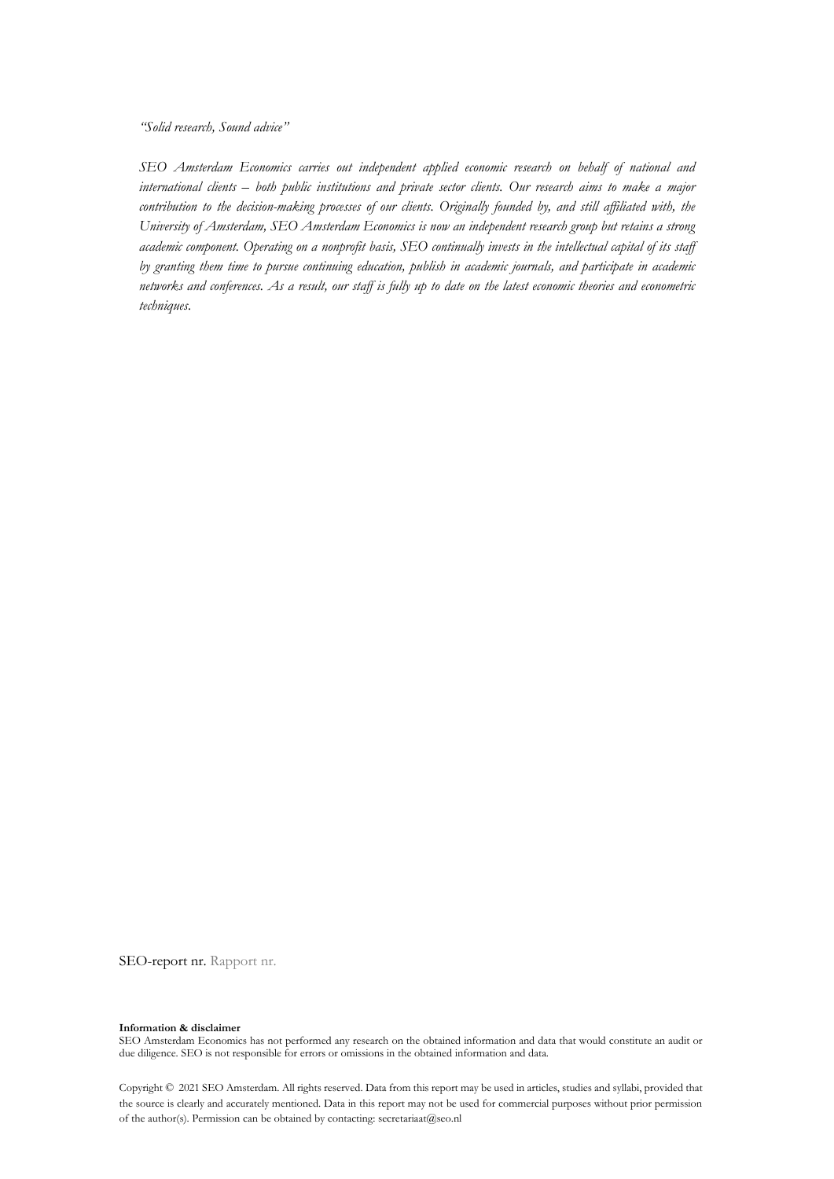*"Solid research, Sound advice"*

*SEO Amsterdam Economics carries out independent applied economic research on behalf of national and international clients – both public institutions and private sector clients. Our research aims to make a major contribution to the decision-making processes of our clients. Originally founded by, and still affiliated with, the University of Amsterdam, SEO Amsterdam Economics is now an independent research group but retains a strong academic component. Operating on a nonprofit basis, SEO continually invests in the intellectual capital of its staff by granting them time to pursue continuing education, publish in academic journals, and participate in academic networks and conferences. As a result, our staff is fully up to date on the latest economic theories and econometric techniques.*

SEO-report nr. Rapport nr.

**Information & disclaimer**
SEO Amsterdam Economics has not performed any research on the obtained information and data that would constitute an audit or due diligence. SEO is not responsible for errors or omissions in the obtained information and data.

Copyright © 2021 SEO Amsterdam. All rights reserved. Data from this report may be used in articles, studies and syllabi, provided that the source is clearly and accurately mentioned. Data in this report may not be used for commercial purposes without prior permission of the author(s). Permission can be obtained by contacting: secretariaat@seo.nl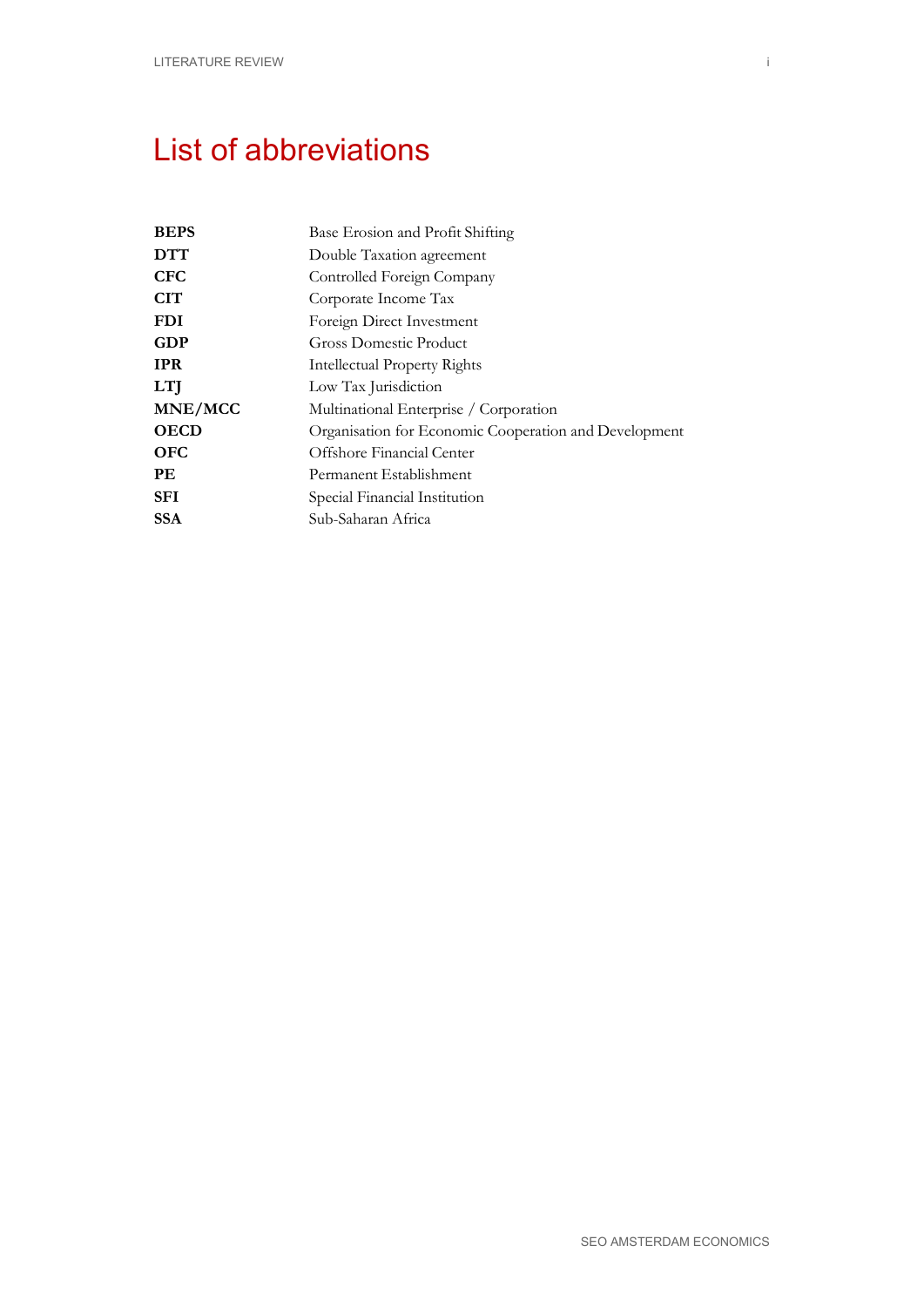# List of abbreviations

| | |
|---|---|
| **BEPS** | Base Erosion and Profit Shifting |
| **DTT** | Double Taxation agreement |
| **CFC** | Controlled Foreign Company |
| **CIT** | Corporate Income Tax |
| **FDI** | Foreign Direct Investment |
| **GDP** | Gross Domestic Product |
| **IPR** | Intellectual Property Rights |
| **LTJ** | Low Tax Jurisdiction |
| **MNE/MCC** | Multinational Enterprise / Corporation |
| **OECD** | Organisation for Economic Cooperation and Development |
| **OFC** | Offshore Financial Center |
| **PE** | Permanent Establishment |
| **SFI** | Special Financial Institution |
| **SSA** | Sub-Saharan Africa |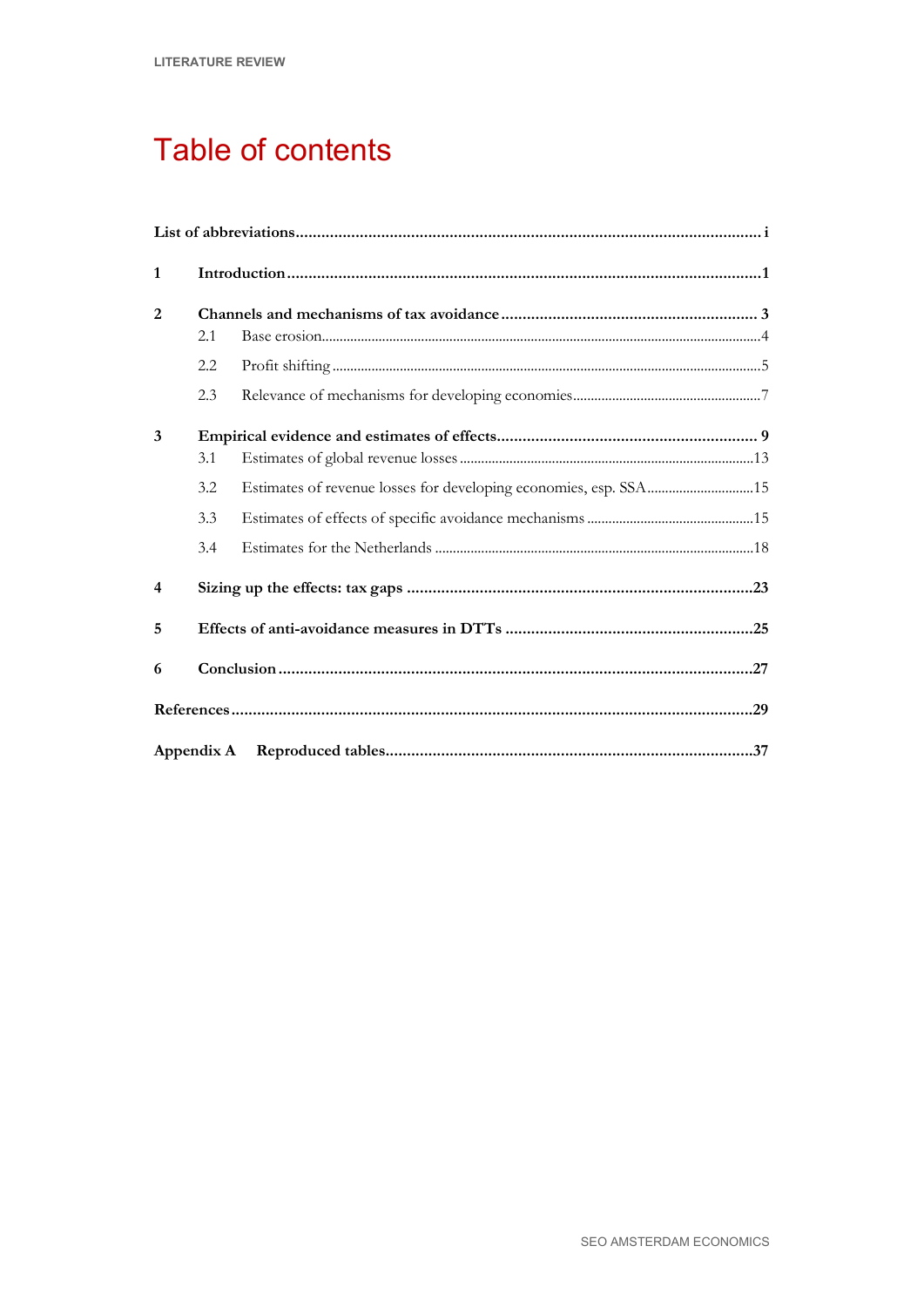# Table of contents

**List of abbreviations** ........ i

**1 Introduction** ........ 1

**2 Channels and mechanisms of tax avoidance** ........ 3
- 2.1 Base erosion ........ 4
- 2.2 Profit shifting ........ 5
- 2.3 Relevance of mechanisms for developing economies ........ 7

**3 Empirical evidence and estimates of effects** ........ 9
- 3.1 Estimates of global revenue losses ........ 13
- 3.2 Estimates of revenue losses for developing economies, esp. SSA ........ 15
- 3.3 Estimates of effects of specific avoidance mechanisms ........ 15
- 3.4 Estimates for the Netherlands ........ 18

**4 Sizing up the effects: tax gaps** ........ 23

**5 Effects of anti-avoidance measures in DTTs** ........ 25

**6 Conclusion** ........ 27

**References** ........ 29

**Appendix A Reproduced tables** ........ 37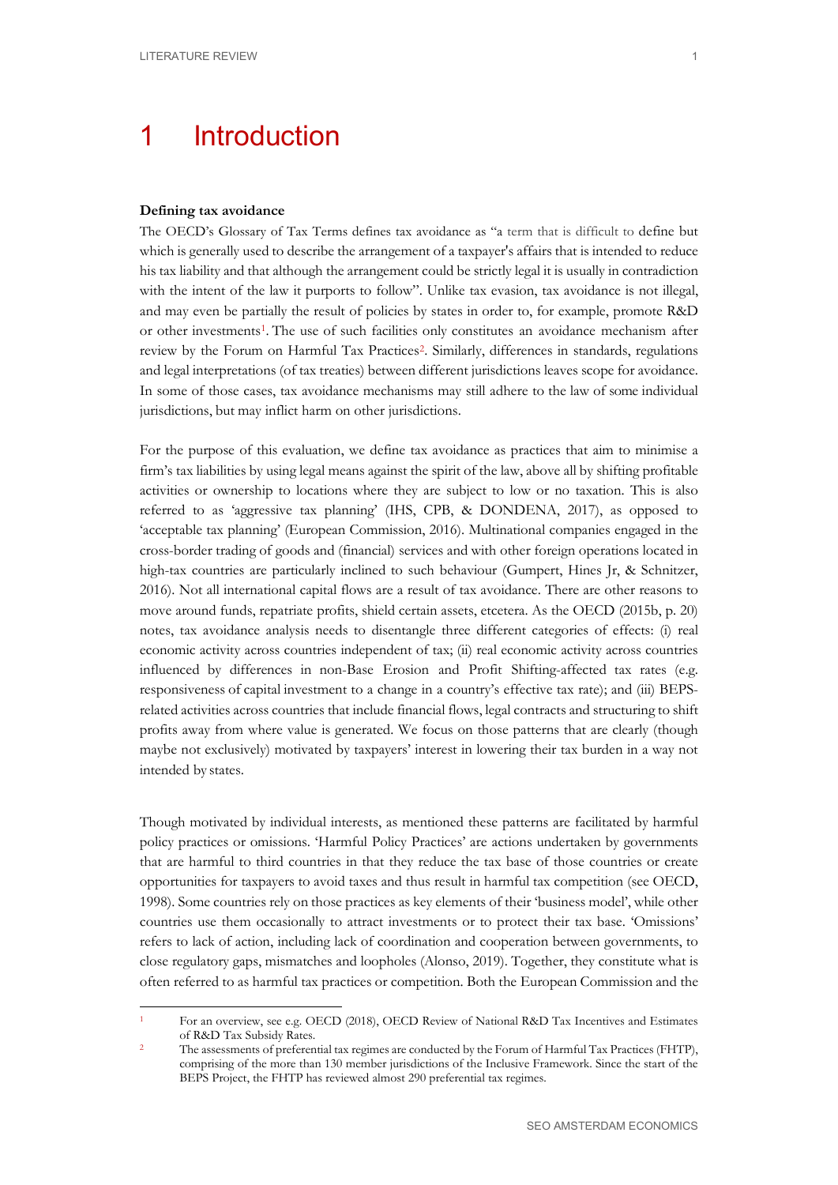# 1 Introduction

**Defining tax avoidance**

The OECD's Glossary of Tax Terms defines tax avoidance as "a term that is difficult to define but which is generally used to describe the arrangement of a taxpayer's affairs that is intended to reduce his tax liability and that although the arrangement could be strictly legal it is usually in contradiction with the intent of the law it purports to follow". Unlike tax evasion, tax avoidance is not illegal, and may even be partially the result of policies by states in order to, for example, promote R&D or other investments[1]. The use of such facilities only constitutes an avoidance mechanism after review by the Forum on Harmful Tax Practices[2]. Similarly, differences in standards, regulations and legal interpretations (of tax treaties) between different jurisdictions leaves scope for avoidance. In some of those cases, tax avoidance mechanisms may still adhere to the law of some individual jurisdictions, but may inflict harm on other jurisdictions.

For the purpose of this evaluation, we define tax avoidance as practices that aim to minimise a firm's tax liabilities by using legal means against the spirit of the law, above all by shifting profitable activities or ownership to locations where they are subject to low or no taxation. This is also referred to as 'aggressive tax planning' (IHS, CPB, & DONDENA, 2017), as opposed to 'acceptable tax planning' (European Commission, 2016). Multinational companies engaged in the cross-border trading of goods and (financial) services and with other foreign operations located in high-tax countries are particularly inclined to such behaviour (Gumpert, Hines Jr, & Schnitzer, 2016). Not all international capital flows are a result of tax avoidance. There are other reasons to move around funds, repatriate profits, shield certain assets, etcetera. As the OECD (2015b, p. 20) notes, tax avoidance analysis needs to disentangle three different categories of effects: (i) real economic activity across countries independent of tax; (ii) real economic activity across countries influenced by differences in non-Base Erosion and Profit Shifting-affected tax rates (e.g. responsiveness of capital investment to a change in a country's effective tax rate); and (iii) BEPS-related activities across countries that include financial flows, legal contracts and structuring to shift profits away from where value is generated. We focus on those patterns that are clearly (though maybe not exclusively) motivated by taxpayers' interest in lowering their tax burden in a way not intended by states.

Though motivated by individual interests, as mentioned these patterns are facilitated by harmful policy practices or omissions. 'Harmful Policy Practices' are actions undertaken by governments that are harmful to third countries in that they reduce the tax base of those countries or create opportunities for taxpayers to avoid taxes and thus result in harmful tax competition (see OECD, 1998). Some countries rely on those practices as key elements of their 'business model', while other countries use them occasionally to attract investments or to protect their tax base. 'Omissions' refers to lack of action, including lack of coordination and cooperation between governments, to close regulatory gaps, mismatches and loopholes (Alonso, 2019). Together, they constitute what is often referred to as harmful tax practices or competition. Both the European Commission and the

---

[1] For an overview, see e.g. OECD (2018), OECD Review of National R&D Tax Incentives and Estimates of R&D Tax Subsidy Rates.

[2] The assessments of preferential tax regimes are conducted by the Forum of Harmful Tax Practices (FHTP), comprising of the more than 130 member jurisdictions of the Inclusive Framework. Since the start of the BEPS Project, the FHTP has reviewed almost 290 preferential tax regimes.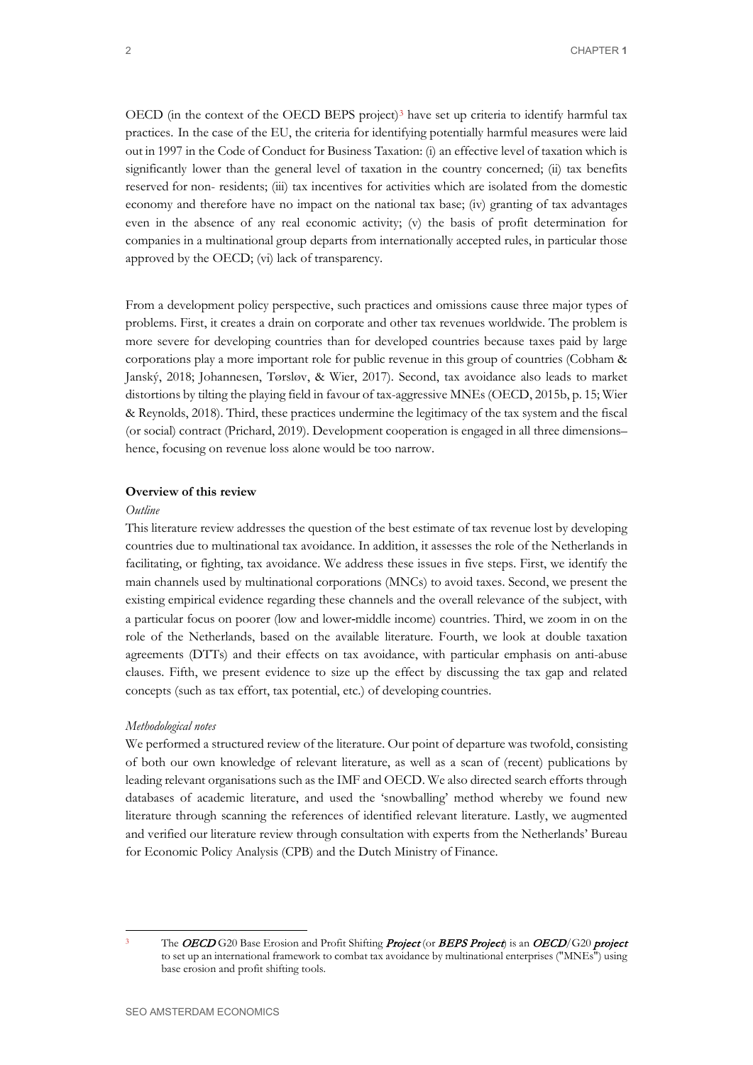OECD (in the context of the OECD BEPS project)[3] have set up criteria to identify harmful tax practices. In the case of the EU, the criteria for identifying potentially harmful measures were laid out in 1997 in the Code of Conduct for Business Taxation: (i) an effective level of taxation which is significantly lower than the general level of taxation in the country concerned; (ii) tax benefits reserved for non- residents; (iii) tax incentives for activities which are isolated from the domestic economy and therefore have no impact on the national tax base; (iv) granting of tax advantages even in the absence of any real economic activity; (v) the basis of profit determination for companies in a multinational group departs from internationally accepted rules, in particular those approved by the OECD; (vi) lack of transparency.

From a development policy perspective, such practices and omissions cause three major types of problems. First, it creates a drain on corporate and other tax revenues worldwide. The problem is more severe for developing countries than for developed countries because taxes paid by large corporations play a more important role for public revenue in this group of countries (Cobham & Janský, 2018; Johannesen, Tørsløv, & Wier, 2017). Second, tax avoidance also leads to market distortions by tilting the playing field in favour of tax-aggressive MNEs (OECD, 2015b, p. 15; Wier & Reynolds, 2018). Third, these practices undermine the legitimacy of the tax system and the fiscal (or social) contract (Prichard, 2019). Development cooperation is engaged in all three dimensions– hence, focusing on revenue loss alone would be too narrow.

**Overview of this review**

*Outline*

This literature review addresses the question of the best estimate of tax revenue lost by developing countries due to multinational tax avoidance. In addition, it assesses the role of the Netherlands in facilitating, or fighting, tax avoidance. We address these issues in five steps. First, we identify the main channels used by multinational corporations (MNCs) to avoid taxes. Second, we present the existing empirical evidence regarding these channels and the overall relevance of the subject, with a particular focus on poorer (low and lower-middle income) countries. Third, we zoom in on the role of the Netherlands, based on the available literature. Fourth, we look at double taxation agreements (DTTs) and their effects on tax avoidance, with particular emphasis on anti-abuse clauses. Fifth, we present evidence to size up the effect by discussing the tax gap and related concepts (such as tax effort, tax potential, etc.) of developing countries.

*Methodological notes*

We performed a structured review of the literature. Our point of departure was twofold, consisting of both our own knowledge of relevant literature, as well as a scan of (recent) publications by leading relevant organisations such as the IMF and OECD. We also directed search efforts through databases of academic literature, and used the 'snowballing' method whereby we found new literature through scanning the references of identified relevant literature. Lastly, we augmented and verified our literature review through consultation with experts from the Netherlands' Bureau for Economic Policy Analysis (CPB) and the Dutch Ministry of Finance.

---

[3] The ***OECD*** G20 Base Erosion and Profit Shifting ***Project*** (or ***BEPS Project***) is an ***OECD***/G20 ***project*** to set up an international framework to combat tax avoidance by multinational enterprises ("MNEs") using base erosion and profit shifting tools.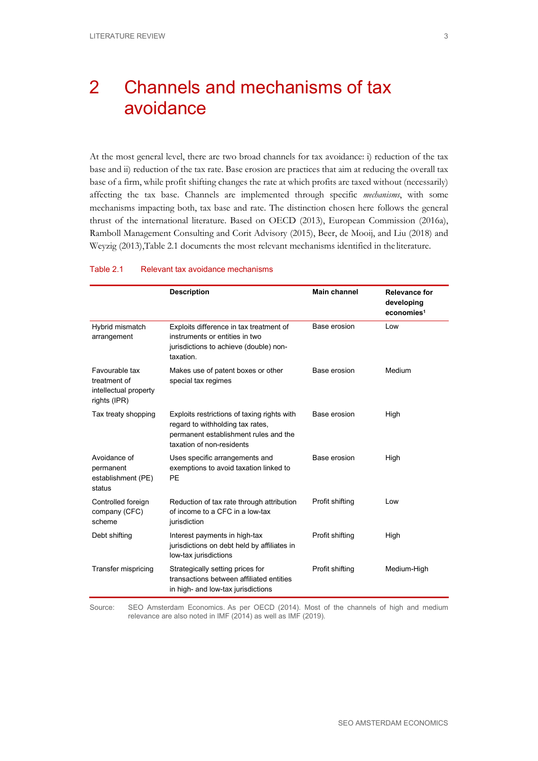#

# 2 Channels and mechanisms of tax avoidance

At the most general level, there are two broad channels for tax avoidance: i) reduction of the tax base and ii) reduction of the tax rate. Base erosion are practices that aim at reducing the overall tax base of a firm, while profit shifting changes the rate at which profits are taxed without (necessarily) affecting the tax base. Channels are implemented through specific *mechanisms*, with some mechanisms impacting both, tax base and rate. The distinction chosen here follows the general thrust of the international literature. Based on OECD (2013), European Commission (2016a), Ramboll Management Consulting and Corit Advisory (2015), Beer, de Mooij, and Liu (2018) and Weyzig (2013),Table 2.1 documents the most relevant mechanisms identified in the literature.

Table 2.1 Relevant tax avoidance mechanisms

| | Description | Main channel | Relevance for developing economies[1] |
|---|---|---|---|
| Hybrid mismatch arrangement | Exploits difference in tax treatment of instruments or entities in two jurisdictions to achieve (double) non-taxation. | Base erosion | Low |
| Favourable tax treatment of intellectual property rights (IPR) | Makes use of patent boxes or other special tax regimes | Base erosion | Medium |
| Tax treaty shopping | Exploits restrictions of taxing rights with regard to withholding tax rates, permanent establishment rules and the taxation of non-residents | Base erosion | High |
| Avoidance of permanent establishment (PE) status | Uses specific arrangements and exemptions to avoid taxation linked to PE | Base erosion | High |
| Controlled foreign company (CFC) scheme | Reduction of tax rate through attribution of income to a CFC in a low-tax jurisdiction | Profit shifting | Low |
| Debt shifting | Interest payments in high-tax jurisdictions on debt held by affiliates in low-tax jurisdictions | Profit shifting | High |
| Transfer mispricing | Strategically setting prices for transactions between affiliated entities in high- and low-tax jurisdictions | Profit shifting | Medium-High |

Source: SEO Amsterdam Economics. As per OECD (2014). Most of the channels of high and medium relevance are also noted in IMF (2014) as well as IMF (2019).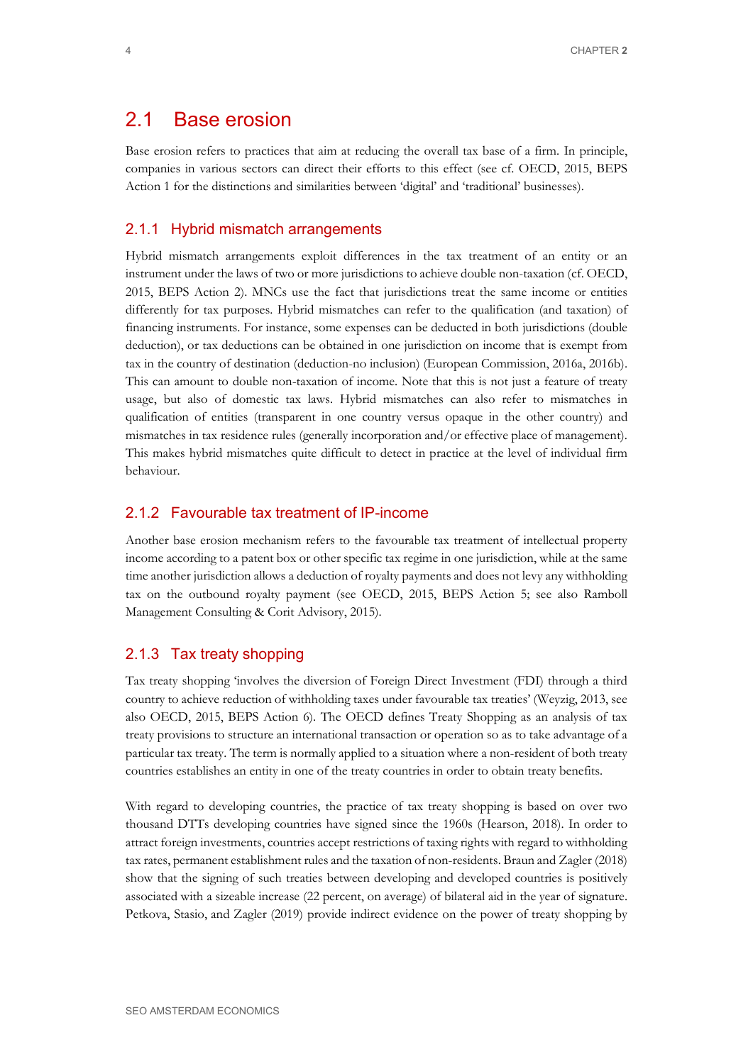## 2.1 Base erosion

Base erosion refers to practices that aim at reducing the overall tax base of a firm. In principle, companies in various sectors can direct their efforts to this effect (see cf. OECD, 2015, BEPS Action 1 for the distinctions and similarities between 'digital' and 'traditional' businesses).

### 2.1.1 Hybrid mismatch arrangements

Hybrid mismatch arrangements exploit differences in the tax treatment of an entity or an instrument under the laws of two or more jurisdictions to achieve double non-taxation (cf. OECD, 2015, BEPS Action 2). MNCs use the fact that jurisdictions treat the same income or entities differently for tax purposes. Hybrid mismatches can refer to the qualification (and taxation) of financing instruments. For instance, some expenses can be deducted in both jurisdictions (double deduction), or tax deductions can be obtained in one jurisdiction on income that is exempt from tax in the country of destination (deduction-no inclusion) (European Commission, 2016a, 2016b). This can amount to double non-taxation of income. Note that this is not just a feature of treaty usage, but also of domestic tax laws. Hybrid mismatches can also refer to mismatches in qualification of entities (transparent in one country versus opaque in the other country) and mismatches in tax residence rules (generally incorporation and/or effective place of management). This makes hybrid mismatches quite difficult to detect in practice at the level of individual firm behaviour.

### 2.1.2 Favourable tax treatment of IP-income

Another base erosion mechanism refers to the favourable tax treatment of intellectual property income according to a patent box or other specific tax regime in one jurisdiction, while at the same time another jurisdiction allows a deduction of royalty payments and does not levy any withholding tax on the outbound royalty payment (see OECD, 2015, BEPS Action 5; see also Ramboll Management Consulting & Corit Advisory, 2015).

### 2.1.3 Tax treaty shopping

Tax treaty shopping 'involves the diversion of Foreign Direct Investment (FDI) through a third country to achieve reduction of withholding taxes under favourable tax treaties' (Weyzig, 2013, see also OECD, 2015, BEPS Action 6). The OECD defines Treaty Shopping as an analysis of tax treaty provisions to structure an international transaction or operation so as to take advantage of a particular tax treaty. The term is normally applied to a situation where a non-resident of both treaty countries establishes an entity in one of the treaty countries in order to obtain treaty benefits.

With regard to developing countries, the practice of tax treaty shopping is based on over two thousand DTTs developing countries have signed since the 1960s (Hearson, 2018). In order to attract foreign investments, countries accept restrictions of taxing rights with regard to withholding tax rates, permanent establishment rules and the taxation of non-residents. Braun and Zagler (2018) show that the signing of such treaties between developing and developed countries is positively associated with a sizeable increase (22 percent, on average) of bilateral aid in the year of signature. Petkova, Stasio, and Zagler (2019) provide indirect evidence on the power of treaty shopping by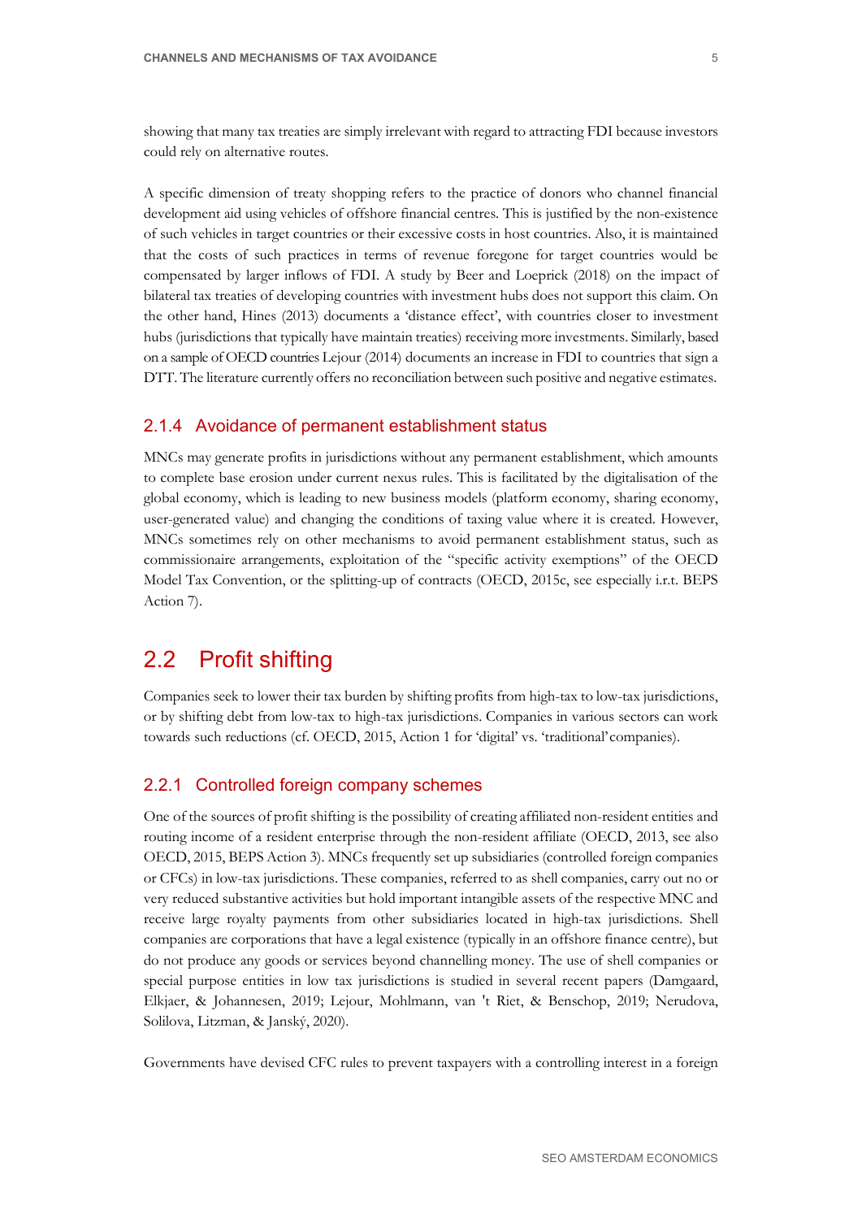showing that many tax treaties are simply irrelevant with regard to attracting FDI because investors could rely on alternative routes.

A specific dimension of treaty shopping refers to the practice of donors who channel financial development aid using vehicles of offshore financial centres. This is justified by the non-existence of such vehicles in target countries or their excessive costs in host countries. Also, it is maintained that the costs of such practices in terms of revenue foregone for target countries would be compensated by larger inflows of FDI. A study by Beer and Loeprick (2018) on the impact of bilateral tax treaties of developing countries with investment hubs does not support this claim. On the other hand, Hines (2013) documents a 'distance effect', with countries closer to investment hubs (jurisdictions that typically have maintain treaties) receiving more investments. Similarly, based on a sample of OECD countries Lejour (2014) documents an increase in FDI to countries that sign a DTT. The literature currently offers no reconciliation between such positive and negative estimates.

### 2.1.4 Avoidance of permanent establishment status

MNCs may generate profits in jurisdictions without any permanent establishment, which amounts to complete base erosion under current nexus rules. This is facilitated by the digitalisation of the global economy, which is leading to new business models (platform economy, sharing economy, user-generated value) and changing the conditions of taxing value where it is created. However, MNCs sometimes rely on other mechanisms to avoid permanent establishment status, such as commissionaire arrangements, exploitation of the "specific activity exemptions" of the OECD Model Tax Convention, or the splitting-up of contracts (OECD, 2015c, see especially i.r.t. BEPS Action 7).

## 2.2 Profit shifting

Companies seek to lower their tax burden by shifting profits from high-tax to low-tax jurisdictions, or by shifting debt from low-tax to high-tax jurisdictions. Companies in various sectors can work towards such reductions (cf. OECD, 2015, Action 1 for 'digital' vs. 'traditional' companies).

### 2.2.1 Controlled foreign company schemes

One of the sources of profit shifting is the possibility of creating affiliated non-resident entities and routing income of a resident enterprise through the non-resident affiliate (OECD, 2013, see also OECD, 2015, BEPS Action 3). MNCs frequently set up subsidiaries (controlled foreign companies or CFCs) in low-tax jurisdictions. These companies, referred to as shell companies, carry out no or very reduced substantive activities but hold important intangible assets of the respective MNC and receive large royalty payments from other subsidiaries located in high-tax jurisdictions. Shell companies are corporations that have a legal existence (typically in an offshore finance centre), but do not produce any goods or services beyond channelling money. The use of shell companies or special purpose entities in low tax jurisdictions is studied in several recent papers (Damgaard, Elkjaer, & Johannesen, 2019; Lejour, Mohlmann, van 't Riet, & Benschop, 2019; Nerudova, Solilova, Litzman, & Janský, 2020).

Governments have devised CFC rules to prevent taxpayers with a controlling interest in a foreign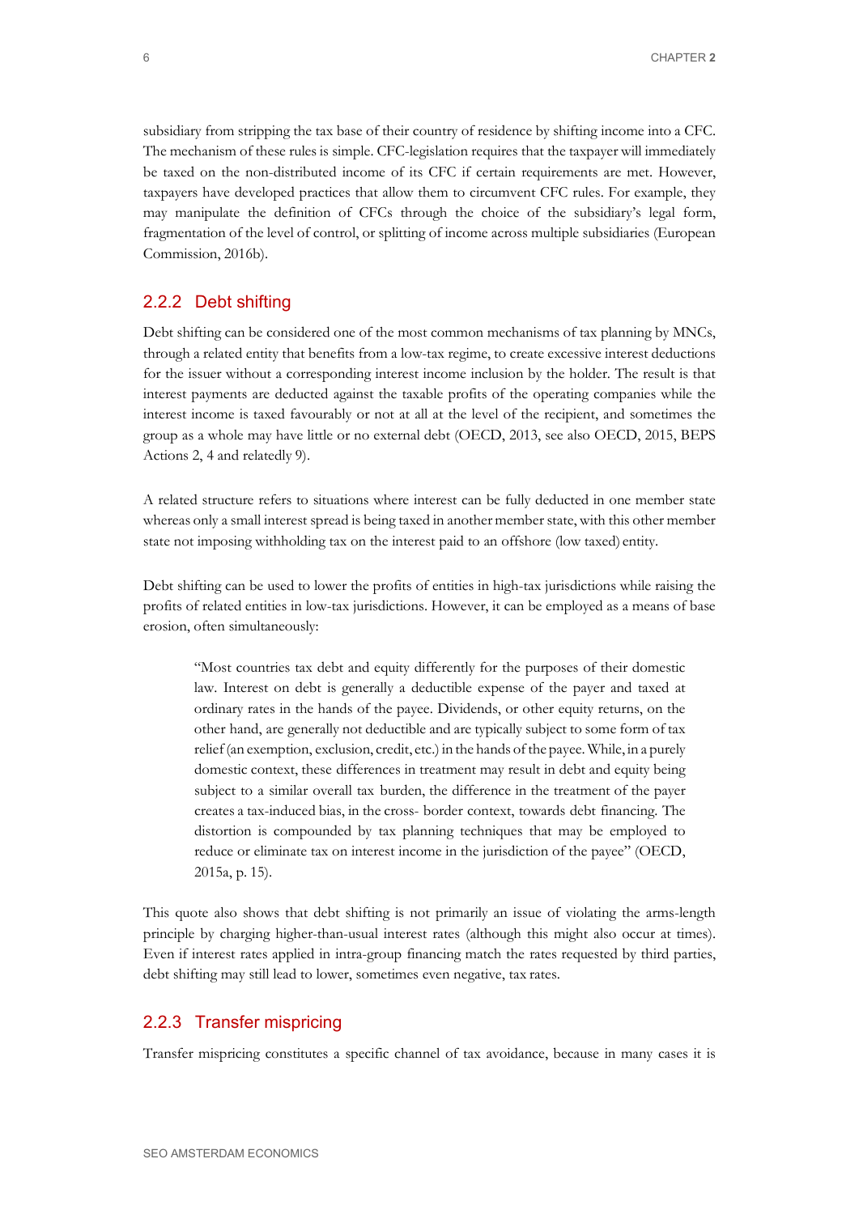subsidiary from stripping the tax base of their country of residence by shifting income into a CFC. The mechanism of these rules is simple. CFC-legislation requires that the taxpayer will immediately be taxed on the non-distributed income of its CFC if certain requirements are met. However, taxpayers have developed practices that allow them to circumvent CFC rules. For example, they may manipulate the definition of CFCs through the choice of the subsidiary's legal form, fragmentation of the level of control, or splitting of income across multiple subsidiaries (European Commission, 2016b).

### 2.2.2 Debt shifting

Debt shifting can be considered one of the most common mechanisms of tax planning by MNCs, through a related entity that benefits from a low-tax regime, to create excessive interest deductions for the issuer without a corresponding interest income inclusion by the holder. The result is that interest payments are deducted against the taxable profits of the operating companies while the interest income is taxed favourably or not at all at the level of the recipient, and sometimes the group as a whole may have little or no external debt (OECD, 2013, see also OECD, 2015, BEPS Actions 2, 4 and relatedly 9).

A related structure refers to situations where interest can be fully deducted in one member state whereas only a small interest spread is being taxed in another member state, with this other member state not imposing withholding tax on the interest paid to an offshore (low taxed) entity.

Debt shifting can be used to lower the profits of entities in high-tax jurisdictions while raising the profits of related entities in low-tax jurisdictions. However, it can be employed as a means of base erosion, often simultaneously:

> "Most countries tax debt and equity differently for the purposes of their domestic law. Interest on debt is generally a deductible expense of the payer and taxed at ordinary rates in the hands of the payee. Dividends, or other equity returns, on the other hand, are generally not deductible and are typically subject to some form of tax relief (an exemption, exclusion, credit, etc.) in the hands of the payee. While, in a purely domestic context, these differences in treatment may result in debt and equity being subject to a similar overall tax burden, the difference in the treatment of the payer creates a tax-induced bias, in the cross- border context, towards debt financing. The distortion is compounded by tax planning techniques that may be employed to reduce or eliminate tax on interest income in the jurisdiction of the payee" (OECD, 2015a, p. 15).

This quote also shows that debt shifting is not primarily an issue of violating the arms-length principle by charging higher-than-usual interest rates (although this might also occur at times). Even if interest rates applied in intra-group financing match the rates requested by third parties, debt shifting may still lead to lower, sometimes even negative, tax rates.

### 2.2.3 Transfer mispricing

Transfer mispricing constitutes a specific channel of tax avoidance, because in many cases it is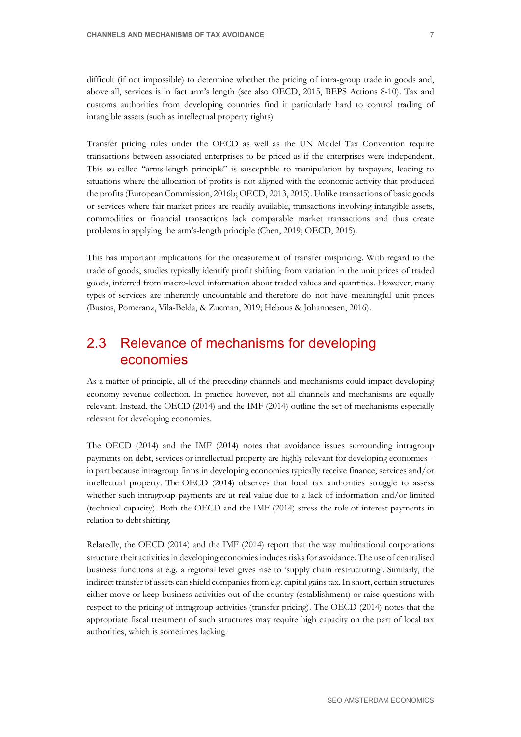difficult (if not impossible) to determine whether the pricing of intra-group trade in goods and, above all, services is in fact arm's length (see also OECD, 2015, BEPS Actions 8-10). Tax and customs authorities from developing countries find it particularly hard to control trading of intangible assets (such as intellectual property rights).

Transfer pricing rules under the OECD as well as the UN Model Tax Convention require transactions between associated enterprises to be priced as if the enterprises were independent. This so-called "arms-length principle" is susceptible to manipulation by taxpayers, leading to situations where the allocation of profits is not aligned with the economic activity that produced the profits (European Commission, 2016b; OECD, 2013, 2015). Unlike transactions of basic goods or services where fair market prices are readily available, transactions involving intangible assets, commodities or financial transactions lack comparable market transactions and thus create problems in applying the arm's-length principle (Chen, 2019; OECD, 2015).

This has important implications for the measurement of transfer mispricing. With regard to the trade of goods, studies typically identify profit shifting from variation in the unit prices of traded goods, inferred from macro-level information about traded values and quantities. However, many types of services are inherently uncountable and therefore do not have meaningful unit prices (Bustos, Pomeranz, Vila-Belda, & Zucman, 2019; Hebous & Johannesen, 2016).

## 2.3 Relevance of mechanisms for developing economies

As a matter of principle, all of the preceding channels and mechanisms could impact developing economy revenue collection. In practice however, not all channels and mechanisms are equally relevant. Instead, the OECD (2014) and the IMF (2014) outline the set of mechanisms especially relevant for developing economies.

The OECD (2014) and the IMF (2014) notes that avoidance issues surrounding intragroup payments on debt, services or intellectual property are highly relevant for developing economies – in part because intragroup firms in developing economies typically receive finance, services and/or intellectual property. The OECD (2014) observes that local tax authorities struggle to assess whether such intragroup payments are at real value due to a lack of information and/or limited (technical capacity). Both the OECD and the IMF (2014) stress the role of interest payments in relation to debt shifting.

Relatedly, the OECD (2014) and the IMF (2014) report that the way multinational corporations structure their activities in developing economies induces risks for avoidance. The use of centralised business functions at e.g. a regional level gives rise to 'supply chain restructuring'. Similarly, the indirect transfer of assets can shield companies from e.g. capital gains tax. In short, certain structures either move or keep business activities out of the country (establishment) or raise questions with respect to the pricing of intragroup activities (transfer pricing). The OECD (2014) notes that the appropriate fiscal treatment of such structures may require high capacity on the part of local tax authorities, which is sometimes lacking.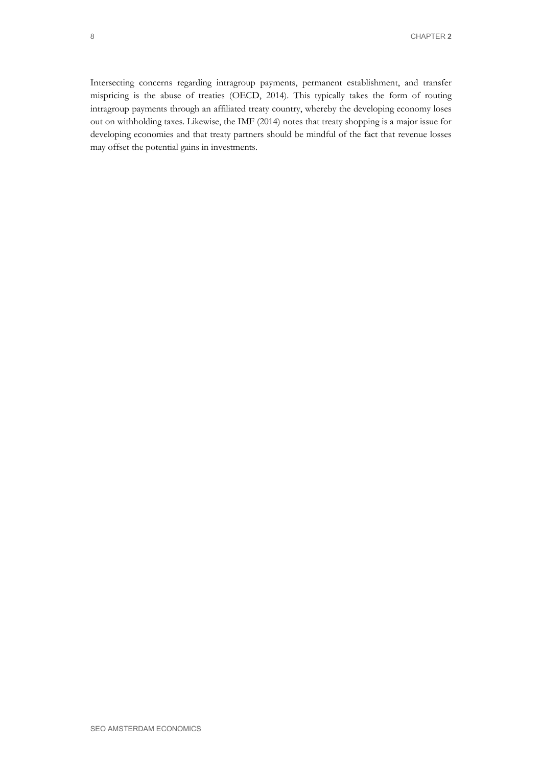Intersecting concerns regarding intragroup payments, permanent establishment, and transfer mispricing is the abuse of treaties (OECD, 2014). This typically takes the form of routing intragroup payments through an affiliated treaty country, whereby the developing economy loses out on withholding taxes. Likewise, the IMF (2014) notes that treaty shopping is a major issue for developing economies and that treaty partners should be mindful of the fact that revenue losses may offset the potential gains in investments.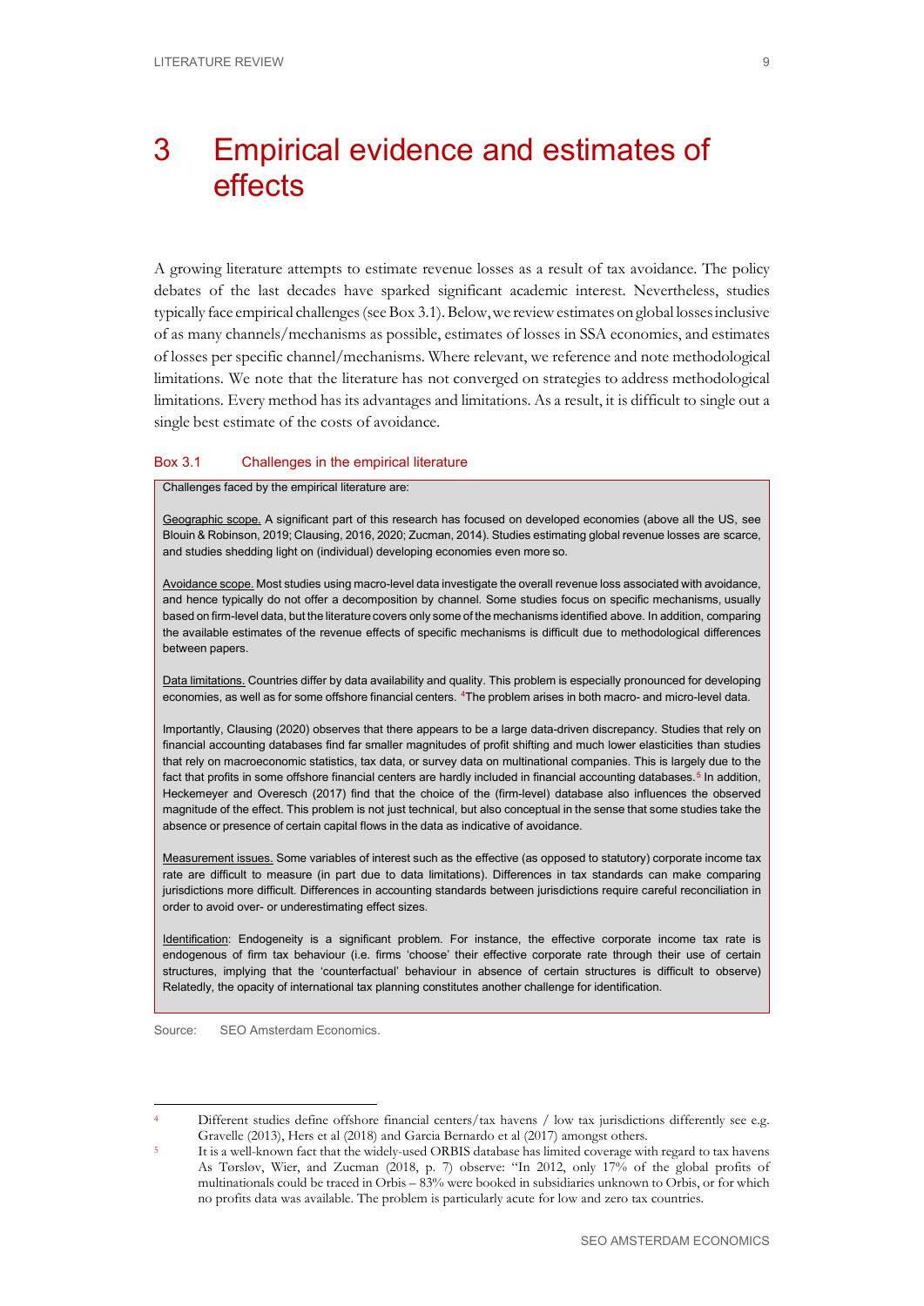# 3 Empirical evidence and estimates of effects

A growing literature attempts to estimate revenue losses as a result of tax avoidance. The policy debates of the last decades have sparked significant academic interest. Nevertheless, studies typically face empirical challenges (see Box 3.1). Below, we review estimates on global losses inclusive of as many channels/mechanisms as possible, estimates of losses in SSA economies, and estimates of losses per specific channel/mechanisms. Where relevant, we reference and note methodological limitations. We note that the literature has not converged on strategies to address methodological limitations. Every method has its advantages and limitations. As a result, it is difficult to single out a single best estimate of the costs of avoidance.

### Box 3.1 Challenges in the empirical literature

Challenges faced by the empirical literature are:

Geographic scope. A significant part of this research has focused on developed economies (above all the US, see Blouin & Robinson, 2019; Clausing, 2016, 2020; Zucman, 2014). Studies estimating global revenue losses are scarce, and studies shedding light on (individual) developing economies even more so.

Avoidance scope. Most studies using macro-level data investigate the overall revenue loss associated with avoidance, and hence typically do not offer a decomposition by channel. Some studies focus on specific mechanisms, usually based on firm-level data, but the literature covers only some of the mechanisms identified above. In addition, comparing the available estimates of the revenue effects of specific mechanisms is difficult due to methodological differences between papers.

Data limitations. Countries differ by data availability and quality. This problem is especially pronounced for developing economies, as well as for some offshore financial centers. [4] The problem arises in both macro- and micro-level data.

Importantly, Clausing (2020) observes that there appears to be a large data-driven discrepancy. Studies that rely on financial accounting databases find far smaller magnitudes of profit shifting and much lower elasticities than studies that rely on macroeconomic statistics, tax data, or survey data on multinational companies. This is largely due to the fact that profits in some offshore financial centers are hardly included in financial accounting databases.[5] In addition, Heckemeyer and Overesch (2017) find that the choice of the (firm-level) database also influences the observed magnitude of the effect. This problem is not just technical, but also conceptual in the sense that some studies take the absence or presence of certain capital flows in the data as indicative of avoidance.

Measurement issues. Some variables of interest such as the effective (as opposed to statutory) corporate income tax rate are difficult to measure (in part due to data limitations). Differences in tax standards can make comparing jurisdictions more difficult. Differences in accounting standards between jurisdictions require careful reconciliation in order to avoid over- or underestimating effect sizes.

Identification: Endogeneity is a significant problem. For instance, the effective corporate income tax rate is endogenous of firm tax behaviour (i.e. firms 'choose' their effective corporate rate through their use of certain structures, implying that the 'counterfactual' behaviour in absence of certain structures is difficult to observe) Relatedly, the opacity of international tax planning constitutes another challenge for identification.

Source: SEO Amsterdam Economics.

---

[4] Different studies define offshore financial centers/tax havens / low tax jurisdictions differently see e.g. Gravelle (2013), Hers et al (2018) and Garcia Bernardo et al (2017) amongst others.

[5] It is a well-known fact that the widely-used ORBIS database has limited coverage with regard to tax havens As Tørsløv, Wier, and Zucman (2018, p. 7) observe: "In 2012, only 17% of the global profits of multinationals could be traced in Orbis – 83% were booked in subsidiaries unknown to Orbis, or for which no profits data was available. The problem is particularly acute for low and zero tax countries.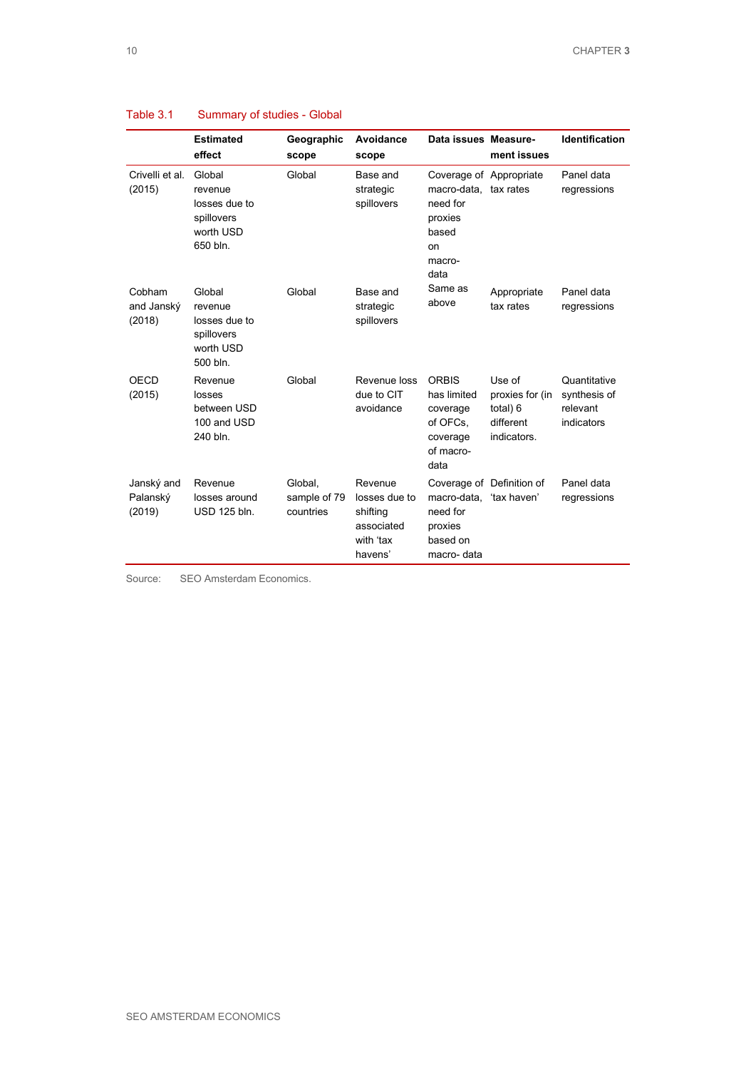Table 3.1 Summary of studies - Global

| | Estimated effect | Geographic scope | Avoidance scope | Data issues | Measurement issues | Identification |
|---|---|---|---|---|---|---|
| Crivelli et al. (2015) | Global revenue losses due to spillovers worth USD 650 bln. | Global | Base and strategic spillovers | Coverage of macro-data, need for proxies based on macro-data | Appropriate tax rates | Panel data regressions |
| Cobham and Janský (2018) | Global revenue losses due to spillovers worth USD 500 bln. | Global | Base and strategic spillovers | Same as above | Appropriate tax rates | Panel data regressions |
| OECD (2015) | Revenue losses between USD 100 and USD 240 bln. | Global | Revenue loss due to CIT avoidance | ORBIS has limited coverage of OFCs, coverage of macro-data | Use of proxies for (in total) 6 different indicators. | Quantitative synthesis of relevant indicators |
| Janský and Palanský (2019) | Revenue losses around USD 125 bln. | Global, sample of 79 countries | Revenue losses due to shifting associated with 'tax havens' | Coverage of macro-data, need for proxies based on macro- data | Definition of 'tax haven' | Panel data regressions |

Source: SEO Amsterdam Economics.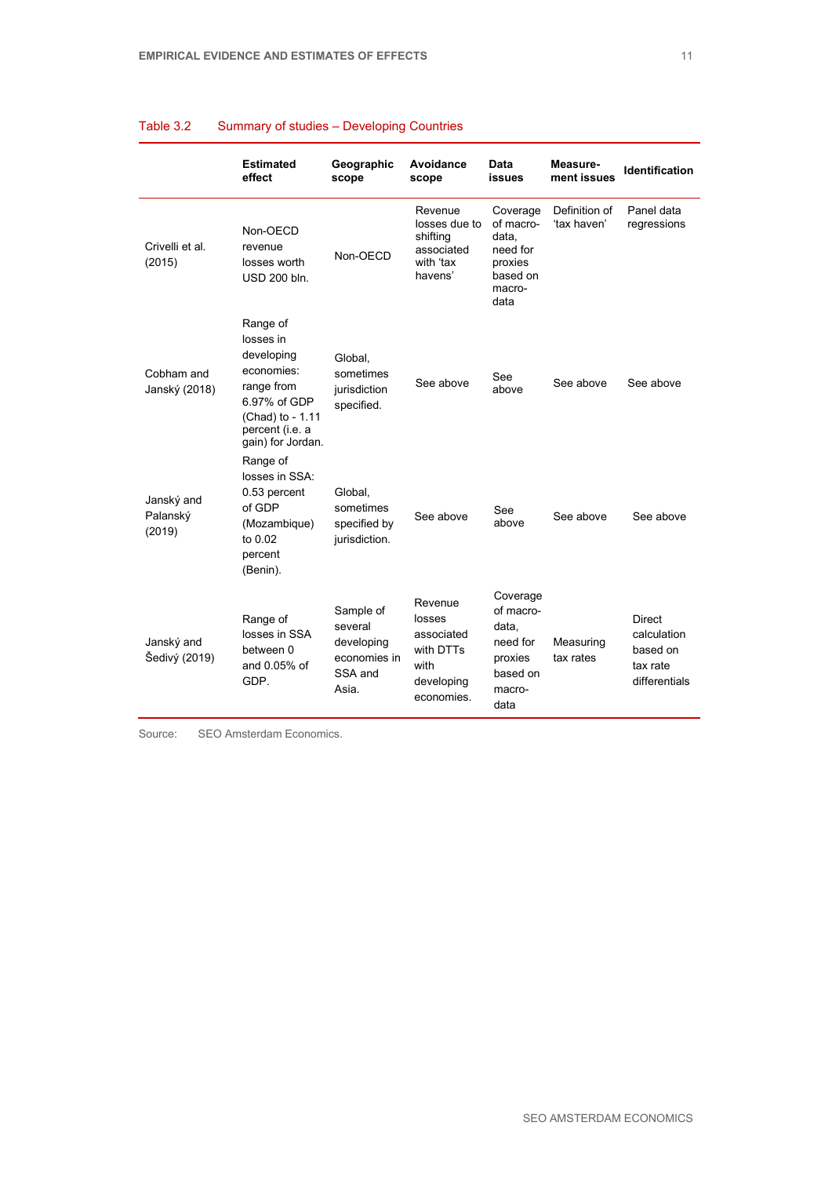Table 3.2 Summary of studies – Developing Countries

| | Estimated effect | Geographic scope | Avoidance scope | Data issues | Measurement issues | Identification |
|---|---|---|---|---|---|---|
| Crivelli et al. (2015) | Non-OECD revenue losses worth USD 200 bln. | Non-OECD | Revenue losses due to shifting associated with 'tax havens' | Coverage of macro-data, need for proxies based on macro-data | Definition of 'tax haven' | Panel data regressions |
| Cobham and Janský (2018) | Range of losses in developing economies: range from 6.97% of GDP (Chad) to - 1.11 percent (i.e. a gain) for Jordan. | Global, sometimes jurisdiction specified. | See above | See above | See above | See above |
| Janský and Palanský (2019) | Range of losses in SSA: 0.53 percent of GDP (Mozambique) to 0.02 percent (Benin). | Global, sometimes specified by jurisdiction. | See above | See above | See above | See above |
| Janský and Šedivý (2019) | Range of losses in SSA between 0 and 0.05% of GDP. | Sample of several developing economies in SSA and Asia. | Revenue losses associated with DTTs with developing economies. | Coverage of macro-data, need for proxies based on macro-data | Measuring tax rates | Direct calculation based on tax rate differentials |

Source: SEO Amsterdam Economics.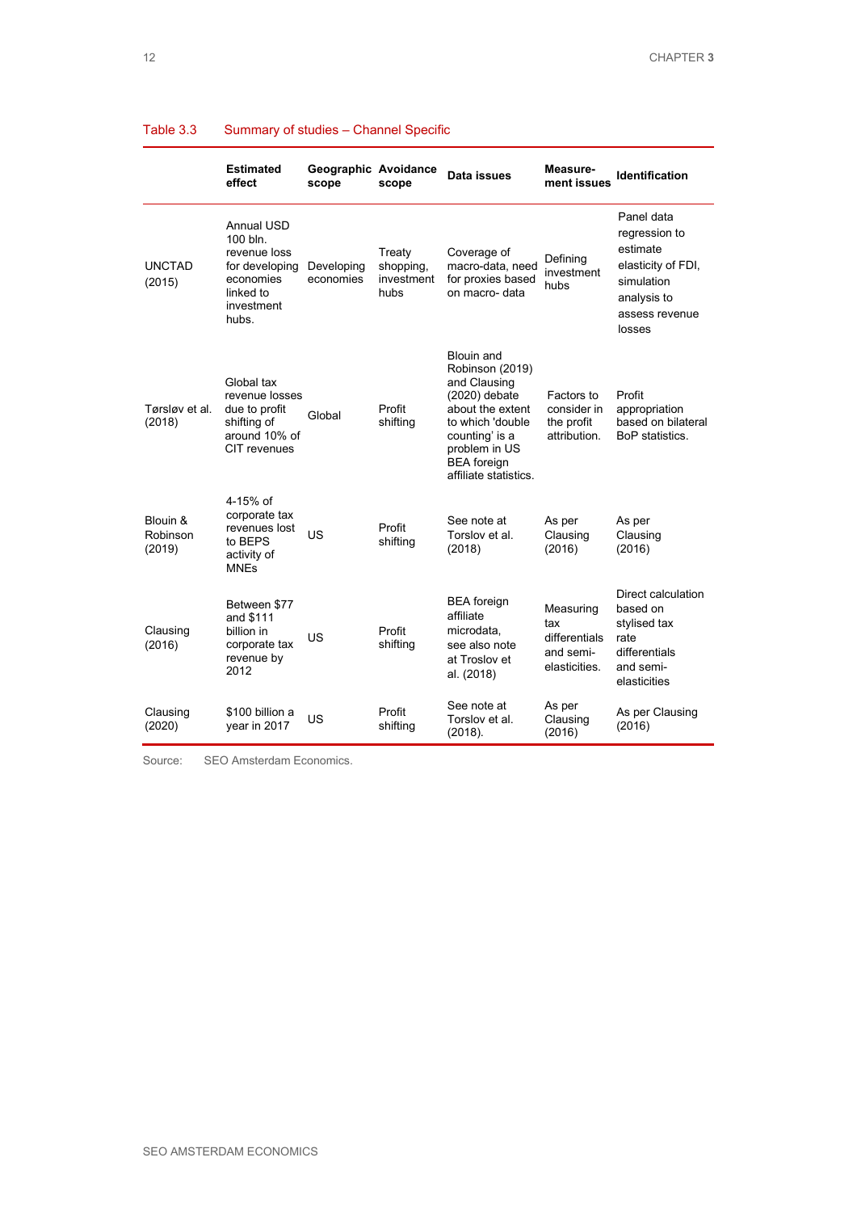Table 3.3 Summary of studies – Channel Specific

| | Estimated effect | Geographic scope | Avoidance scope | Data issues | Measurement issues | Identification |
|---|---|---|---|---|---|---|
| UNCTAD (2015) | Annual USD 100 bln. revenue loss for developing economies linked to investment hubs. | Developing economies | Treaty shopping, investment hubs | Coverage of macro-data, need for proxies based on macro- data | Defining investment hubs | Panel data regression to estimate elasticity of FDI, simulation analysis to assess revenue losses |
| Tørsløv et al. (2018) | Global tax revenue losses due to profit shifting of around 10% of CIT revenues | Global | Profit shifting | Blouin and Robinson (2019) and Clausing (2020) debate about the extent to which 'double counting' is a problem in US BEA foreign affiliate statistics. | Factors to consider in the profit attribution. | Profit appropriation based on bilateral BoP statistics. |
| Blouin & Robinson (2019) | 4-15% of corporate tax revenues lost to BEPS activity of MNEs | US | Profit shifting | See note at Torslov et al. (2018) | As per Clausing (2016) | As per Clausing (2016) |
| Clausing (2016) | Between $77 and $111 billion in corporate tax revenue by 2012 | US | Profit shifting | BEA foreign affiliate microdata, see also note at Troslov et al. (2018) | Measuring tax differentials and semi-elasticities. | Direct calculation based on stylised tax rate differentials and semi-elasticities |
| Clausing (2020) | $100 billion a year in 2017 | US | Profit shifting | See note at Torslov et al. (2018). | As per Clausing (2016) | As per Clausing (2016) |

Source: SEO Amsterdam Economics.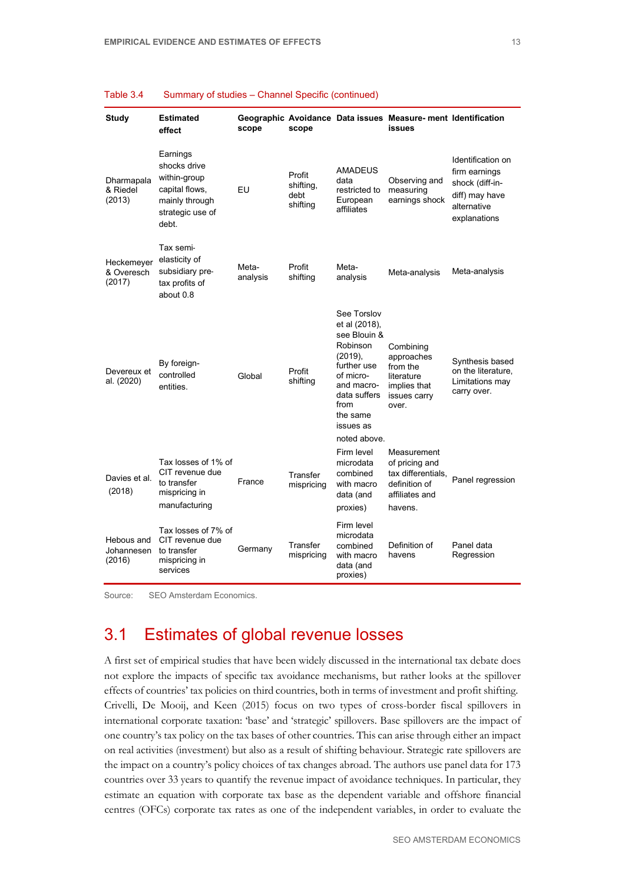Table 3.4 Summary of studies – Channel Specific (continued)

| Study | Estimated effect | Geographic scope | Avoidance scope | Data issues | Measure- ment issues | Identification |
|---|---|---|---|---|---|---|
| Dharmapala & Riedel (2013) | Earnings shocks drive within-group capital flows, mainly through strategic use of debt. | EU | Profit shifting, debt shifting | AMADEUS data restricted to European affiliates | Observing and measuring earnings shock | Identification on firm earnings shock (diff-in-diff) may have alternative explanations |
| Heckemeyer & Overesch (2017) | Tax semi-elasticity of subsidiary pre-tax profits of about 0.8 | Meta-analysis | Profit shifting | Meta-analysis | Meta-analysis | Meta-analysis |
| Devereux et al. (2020) | By foreign-controlled entities. | Global | Profit shifting | See Torslov et al (2018), see Blouin & Robinson (2019), further use of micro- and macro-data suffers from the same issues as noted above. | Combining approaches from the literature implies that issues carry over. | Synthesis based on the literature, Limitations may carry over. |
| Davies et al. (2018) | Tax losses of 1% of CIT revenue due to transfer mispricing in manufacturing | France | Transfer mispricing | Firm level microdata combined with macro data (and proxies) | Measurement of pricing and tax differentials, definition of affiliates and havens. | Panel regression |
| Hebous and Johannesen (2016) | Tax losses of 7% of CIT revenue due to transfer mispricing in services | Germany | Transfer mispricing | Firm level microdata combined with macro data (and proxies) | Definition of havens | Panel data Regression |

Source: SEO Amsterdam Economics.

## 3.1 Estimates of global revenue losses

A first set of empirical studies that have been widely discussed in the international tax debate does not explore the impacts of specific tax avoidance mechanisms, but rather looks at the spillover effects of countries' tax policies on third countries, both in terms of investment and profit shifting. Crivelli, De Mooij, and Keen (2015) focus on two types of cross-border fiscal spillovers in international corporate taxation: 'base' and 'strategic' spillovers. Base spillovers are the impact of one country's tax policy on the tax bases of other countries. This can arise through either an impact on real activities (investment) but also as a result of shifting behaviour. Strategic rate spillovers are the impact on a country's policy choices of tax changes abroad. The authors use panel data for 173 countries over 33 years to quantify the revenue impact of avoidance techniques. In particular, they estimate an equation with corporate tax base as the dependent variable and offshore financial centres (OFCs) corporate tax rates as one of the independent variables, in order to evaluate the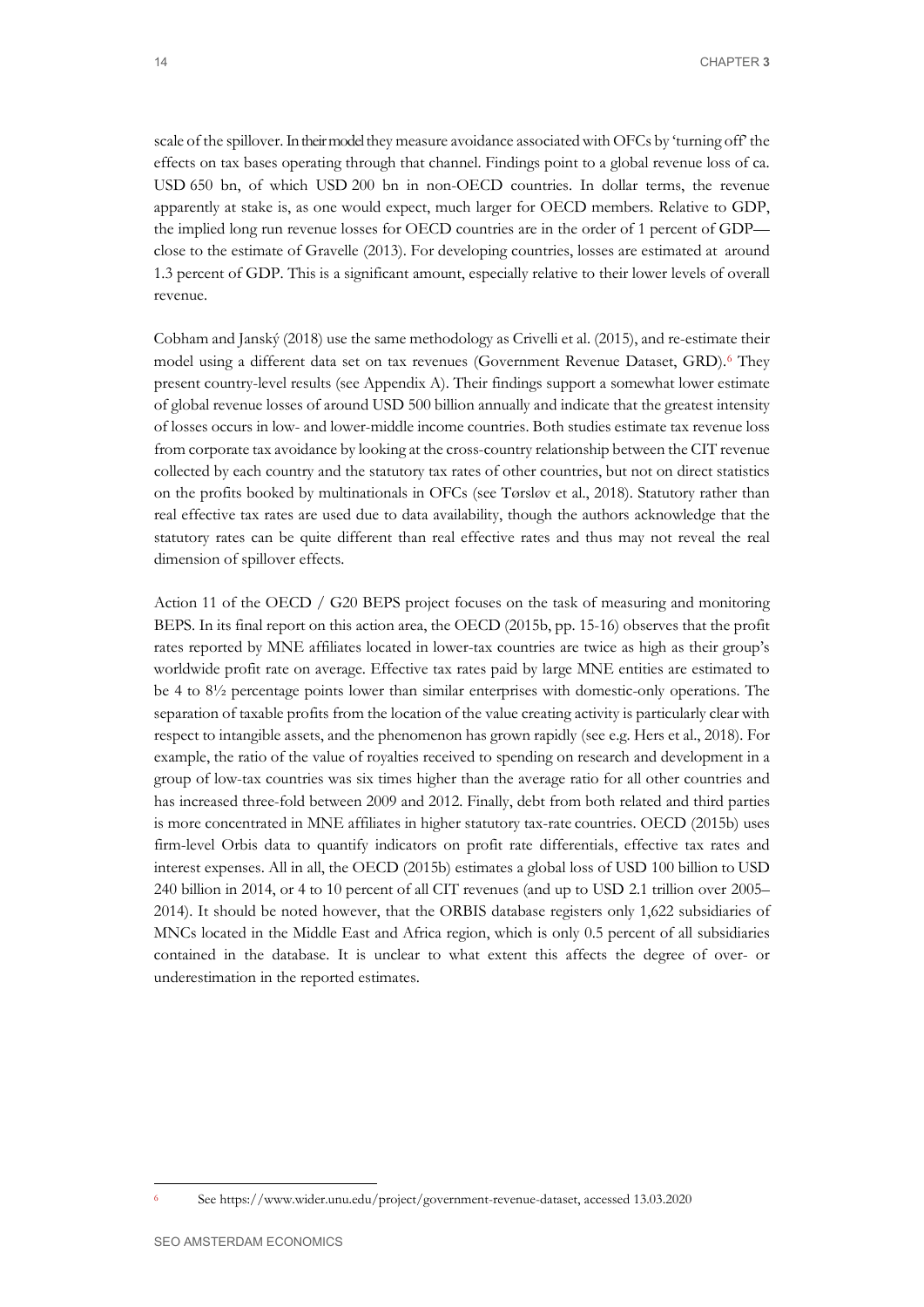scale of the spillover. In their model they measure avoidance associated with OFCs by 'turning off' the effects on tax bases operating through that channel. Findings point to a global revenue loss of ca. USD 650 bn, of which USD 200 bn in non-OECD countries. In dollar terms, the revenue apparently at stake is, as one would expect, much larger for OECD members. Relative to GDP, the implied long run revenue losses for OECD countries are in the order of 1 percent of GDP—close to the estimate of Gravelle (2013). For developing countries, losses are estimated at around 1.3 percent of GDP. This is a significant amount, especially relative to their lower levels of overall revenue.

Cobham and Janský (2018) use the same methodology as Crivelli et al. (2015), and re-estimate their model using a different data set on tax revenues (Government Revenue Dataset, GRD).[6] They present country-level results (see Appendix A). Their findings support a somewhat lower estimate of global revenue losses of around USD 500 billion annually and indicate that the greatest intensity of losses occurs in low- and lower-middle income countries. Both studies estimate tax revenue loss from corporate tax avoidance by looking at the cross-country relationship between the CIT revenue collected by each country and the statutory tax rates of other countries, but not on direct statistics on the profits booked by multinationals in OFCs (see Tørsløv et al., 2018). Statutory rather than real effective tax rates are used due to data availability, though the authors acknowledge that the statutory rates can be quite different than real effective rates and thus may not reveal the real dimension of spillover effects.

Action 11 of the OECD / G20 BEPS project focuses on the task of measuring and monitoring BEPS. In its final report on this action area, the OECD (2015b, pp. 15-16) observes that the profit rates reported by MNE affiliates located in lower-tax countries are twice as high as their group's worldwide profit rate on average. Effective tax rates paid by large MNE entities are estimated to be 4 to 8½ percentage points lower than similar enterprises with domestic-only operations. The separation of taxable profits from the location of the value creating activity is particularly clear with respect to intangible assets, and the phenomenon has grown rapidly (see e.g. Hers et al., 2018). For example, the ratio of the value of royalties received to spending on research and development in a group of low-tax countries was six times higher than the average ratio for all other countries and has increased three-fold between 2009 and 2012. Finally, debt from both related and third parties is more concentrated in MNE affiliates in higher statutory tax-rate countries. OECD (2015b) uses firm-level Orbis data to quantify indicators on profit rate differentials, effective tax rates and interest expenses. All in all, the OECD (2015b) estimates a global loss of USD 100 billion to USD 240 billion in 2014, or 4 to 10 percent of all CIT revenues (and up to USD 2.1 trillion over 2005–2014). It should be noted however, that the ORBIS database registers only 1,622 subsidiaries of MNCs located in the Middle East and Africa region, which is only 0.5 percent of all subsidiaries contained in the database. It is unclear to what extent this affects the degree of over- or underestimation in the reported estimates.

[6] See https://www.wider.unu.edu/project/government-revenue-dataset, accessed 13.03.2020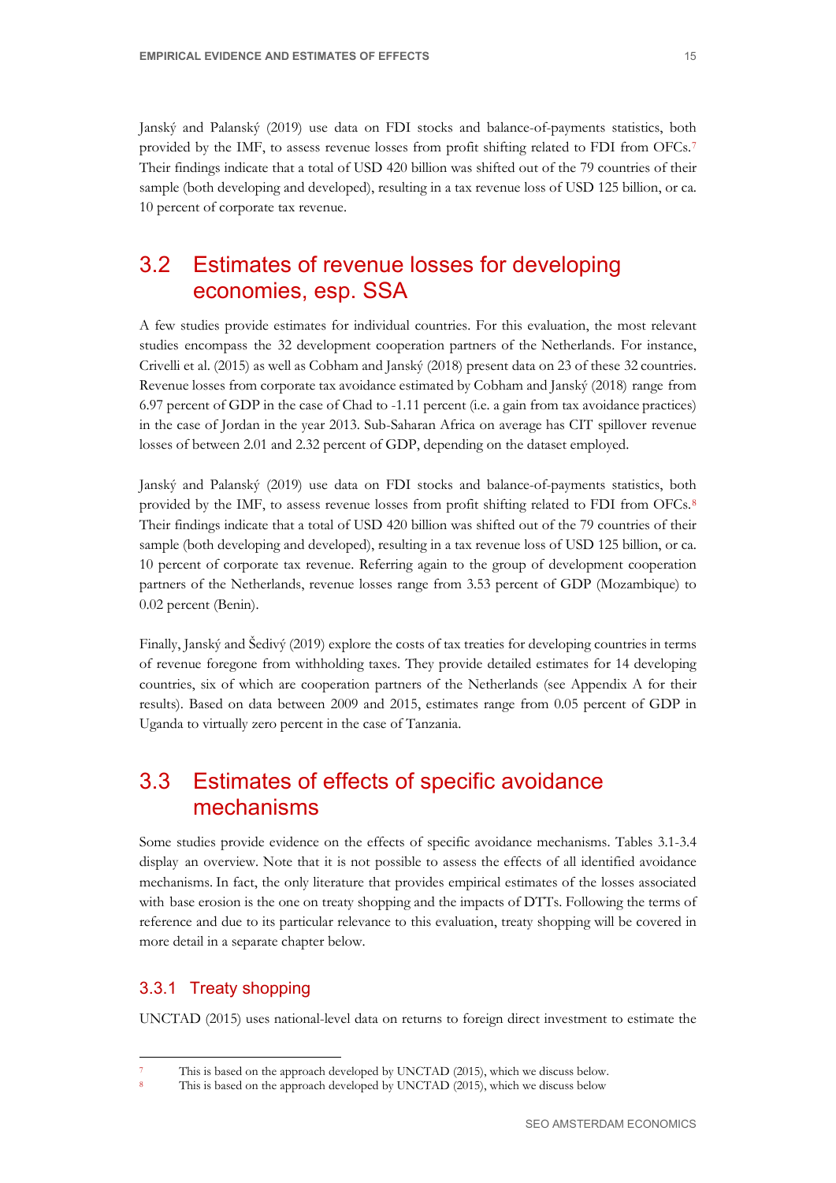Janský and Palanský (2019) use data on FDI stocks and balance-of-payments statistics, both provided by the IMF, to assess revenue losses from profit shifting related to FDI from OFCs.[7] Their findings indicate that a total of USD 420 billion was shifted out of the 79 countries of their sample (both developing and developed), resulting in a tax revenue loss of USD 125 billion, or ca. 10 percent of corporate tax revenue.

## 3.2 Estimates of revenue losses for developing economies, esp. SSA

A few studies provide estimates for individual countries. For this evaluation, the most relevant studies encompass the 32 development cooperation partners of the Netherlands. For instance, Crivelli et al. (2015) as well as Cobham and Janský (2018) present data on 23 of these 32 countries. Revenue losses from corporate tax avoidance estimated by Cobham and Janský (2018) range from 6.97 percent of GDP in the case of Chad to -1.11 percent (i.e. a gain from tax avoidance practices) in the case of Jordan in the year 2013. Sub-Saharan Africa on average has CIT spillover revenue losses of between 2.01 and 2.32 percent of GDP, depending on the dataset employed.

Janský and Palanský (2019) use data on FDI stocks and balance-of-payments statistics, both provided by the IMF, to assess revenue losses from profit shifting related to FDI from OFCs.[8] Their findings indicate that a total of USD 420 billion was shifted out of the 79 countries of their sample (both developing and developed), resulting in a tax revenue loss of USD 125 billion, or ca. 10 percent of corporate tax revenue. Referring again to the group of development cooperation partners of the Netherlands, revenue losses range from 3.53 percent of GDP (Mozambique) to 0.02 percent (Benin).

Finally, Janský and Šedivý (2019) explore the costs of tax treaties for developing countries in terms of revenue foregone from withholding taxes. They provide detailed estimates for 14 developing countries, six of which are cooperation partners of the Netherlands (see Appendix A for their results). Based on data between 2009 and 2015, estimates range from 0.05 percent of GDP in Uganda to virtually zero percent in the case of Tanzania.

## 3.3 Estimates of effects of specific avoidance mechanisms

Some studies provide evidence on the effects of specific avoidance mechanisms. Tables 3.1-3.4 display an overview. Note that it is not possible to assess the effects of all identified avoidance mechanisms. In fact, the only literature that provides empirical estimates of the losses associated with base erosion is the one on treaty shopping and the impacts of DTTs. Following the terms of reference and due to its particular relevance to this evaluation, treaty shopping will be covered in more detail in a separate chapter below.

### 3.3.1 Treaty shopping

UNCTAD (2015) uses national-level data on returns to foreign direct investment to estimate the

---

[7] This is based on the approach developed by UNCTAD (2015), which we discuss below.

[8] This is based on the approach developed by UNCTAD (2015), which we discuss below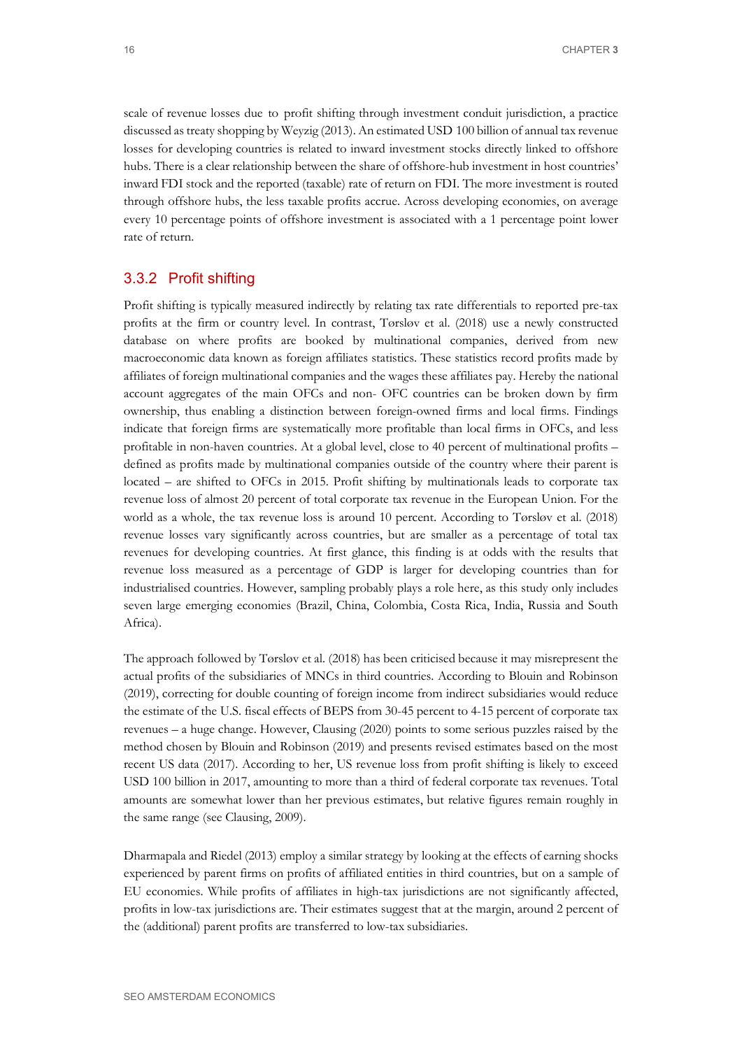scale of revenue losses due to profit shifting through investment conduit jurisdiction, a practice discussed as treaty shopping by Weyzig (2013). An estimated USD 100 billion of annual tax revenue losses for developing countries is related to inward investment stocks directly linked to offshore hubs. There is a clear relationship between the share of offshore-hub investment in host countries' inward FDI stock and the reported (taxable) rate of return on FDI. The more investment is routed through offshore hubs, the less taxable profits accrue. Across developing economies, on average every 10 percentage points of offshore investment is associated with a 1 percentage point lower rate of return.

### 3.3.2 Profit shifting

Profit shifting is typically measured indirectly by relating tax rate differentials to reported pre-tax profits at the firm or country level. In contrast, Tørsløv et al. (2018) use a newly constructed database on where profits are booked by multinational companies, derived from new macroeconomic data known as foreign affiliates statistics. These statistics record profits made by affiliates of foreign multinational companies and the wages these affiliates pay. Hereby the national account aggregates of the main OFCs and non- OFC countries can be broken down by firm ownership, thus enabling a distinction between foreign-owned firms and local firms. Findings indicate that foreign firms are systematically more profitable than local firms in OFCs, and less profitable in non-haven countries. At a global level, close to 40 percent of multinational profits – defined as profits made by multinational companies outside of the country where their parent is located – are shifted to OFCs in 2015. Profit shifting by multinationals leads to corporate tax revenue loss of almost 20 percent of total corporate tax revenue in the European Union. For the world as a whole, the tax revenue loss is around 10 percent. According to Tørsløv et al. (2018) revenue losses vary significantly across countries, but are smaller as a percentage of total tax revenues for developing countries. At first glance, this finding is at odds with the results that revenue loss measured as a percentage of GDP is larger for developing countries than for industrialised countries. However, sampling probably plays a role here, as this study only includes seven large emerging economies (Brazil, China, Colombia, Costa Rica, India, Russia and South Africa).

The approach followed by Tørsløv et al. (2018) has been criticised because it may misrepresent the actual profits of the subsidiaries of MNCs in third countries. According to Blouin and Robinson (2019), correcting for double counting of foreign income from indirect subsidiaries would reduce the estimate of the U.S. fiscal effects of BEPS from 30-45 percent to 4-15 percent of corporate tax revenues – a huge change. However, Clausing (2020) points to some serious puzzles raised by the method chosen by Blouin and Robinson (2019) and presents revised estimates based on the most recent US data (2017). According to her, US revenue loss from profit shifting is likely to exceed USD 100 billion in 2017, amounting to more than a third of federal corporate tax revenues. Total amounts are somewhat lower than her previous estimates, but relative figures remain roughly in the same range (see Clausing, 2009).

Dharmapala and Riedel (2013) employ a similar strategy by looking at the effects of earning shocks experienced by parent firms on profits of affiliated entities in third countries, but on a sample of EU economies. While profits of affiliates in high-tax jurisdictions are not significantly affected, profits in low-tax jurisdictions are. Their estimates suggest that at the margin, around 2 percent of the (additional) parent profits are transferred to low-tax subsidiaries.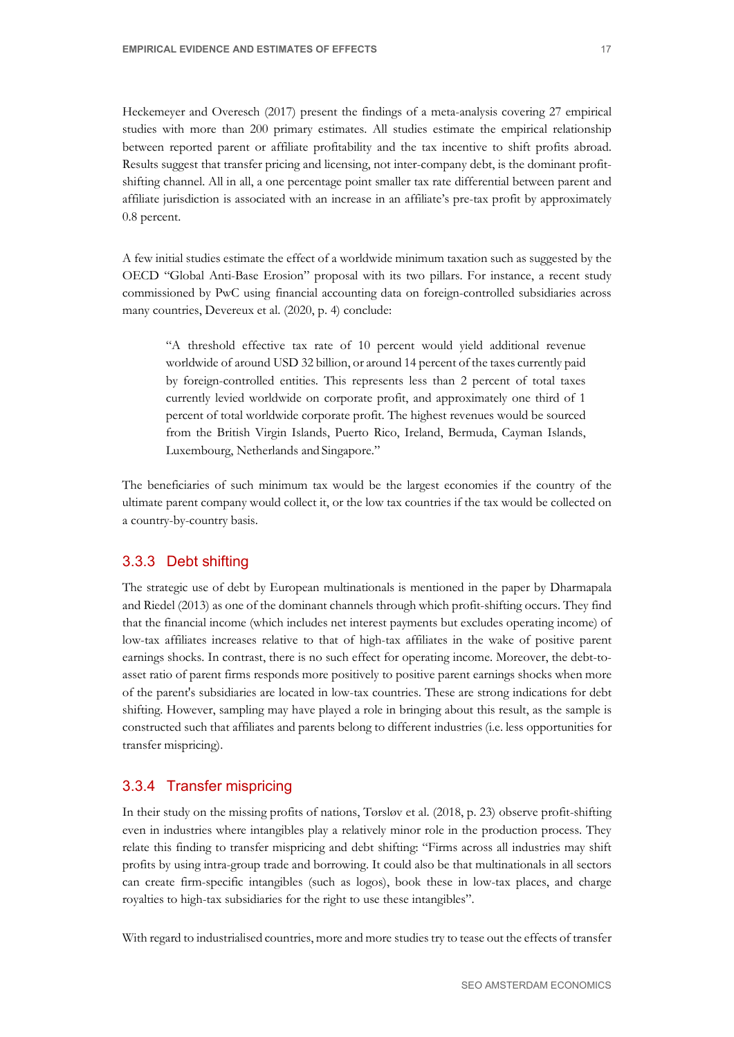Heckemeyer and Overesch (2017) present the findings of a meta-analysis covering 27 empirical studies with more than 200 primary estimates. All studies estimate the empirical relationship between reported parent or affiliate profitability and the tax incentive to shift profits abroad. Results suggest that transfer pricing and licensing, not inter-company debt, is the dominant profit-shifting channel. All in all, a one percentage point smaller tax rate differential between parent and affiliate jurisdiction is associated with an increase in an affiliate's pre-tax profit by approximately 0.8 percent.

A few initial studies estimate the effect of a worldwide minimum taxation such as suggested by the OECD "Global Anti-Base Erosion" proposal with its two pillars. For instance, a recent study commissioned by PwC using financial accounting data on foreign-controlled subsidiaries across many countries, Devereux et al. (2020, p. 4) conclude:

> "A threshold effective tax rate of 10 percent would yield additional revenue worldwide of around USD 32 billion, or around 14 percent of the taxes currently paid by foreign-controlled entities. This represents less than 2 percent of total taxes currently levied worldwide on corporate profit, and approximately one third of 1 percent of total worldwide corporate profit. The highest revenues would be sourced from the British Virgin Islands, Puerto Rico, Ireland, Bermuda, Cayman Islands, Luxembourg, Netherlands and Singapore."

The beneficiaries of such minimum tax would be the largest economies if the country of the ultimate parent company would collect it, or the low tax countries if the tax would be collected on a country-by-country basis.

### 3.3.3 Debt shifting

The strategic use of debt by European multinationals is mentioned in the paper by Dharmapala and Riedel (2013) as one of the dominant channels through which profit-shifting occurs. They find that the financial income (which includes net interest payments but excludes operating income) of low-tax affiliates increases relative to that of high-tax affiliates in the wake of positive parent earnings shocks. In contrast, there is no such effect for operating income. Moreover, the debt-to-asset ratio of parent firms responds more positively to positive parent earnings shocks when more of the parent's subsidiaries are located in low-tax countries. These are strong indications for debt shifting. However, sampling may have played a role in bringing about this result, as the sample is constructed such that affiliates and parents belong to different industries (i.e. less opportunities for transfer mispricing).

### 3.3.4 Transfer mispricing

In their study on the missing profits of nations, Tørsløv et al. (2018, p. 23) observe profit-shifting even in industries where intangibles play a relatively minor role in the production process. They relate this finding to transfer mispricing and debt shifting: "Firms across all industries may shift profits by using intra-group trade and borrowing. It could also be that multinationals in all sectors can create firm-specific intangibles (such as logos), book these in low-tax places, and charge royalties to high-tax subsidiaries for the right to use these intangibles".

With regard to industrialised countries, more and more studies try to tease out the effects of transfer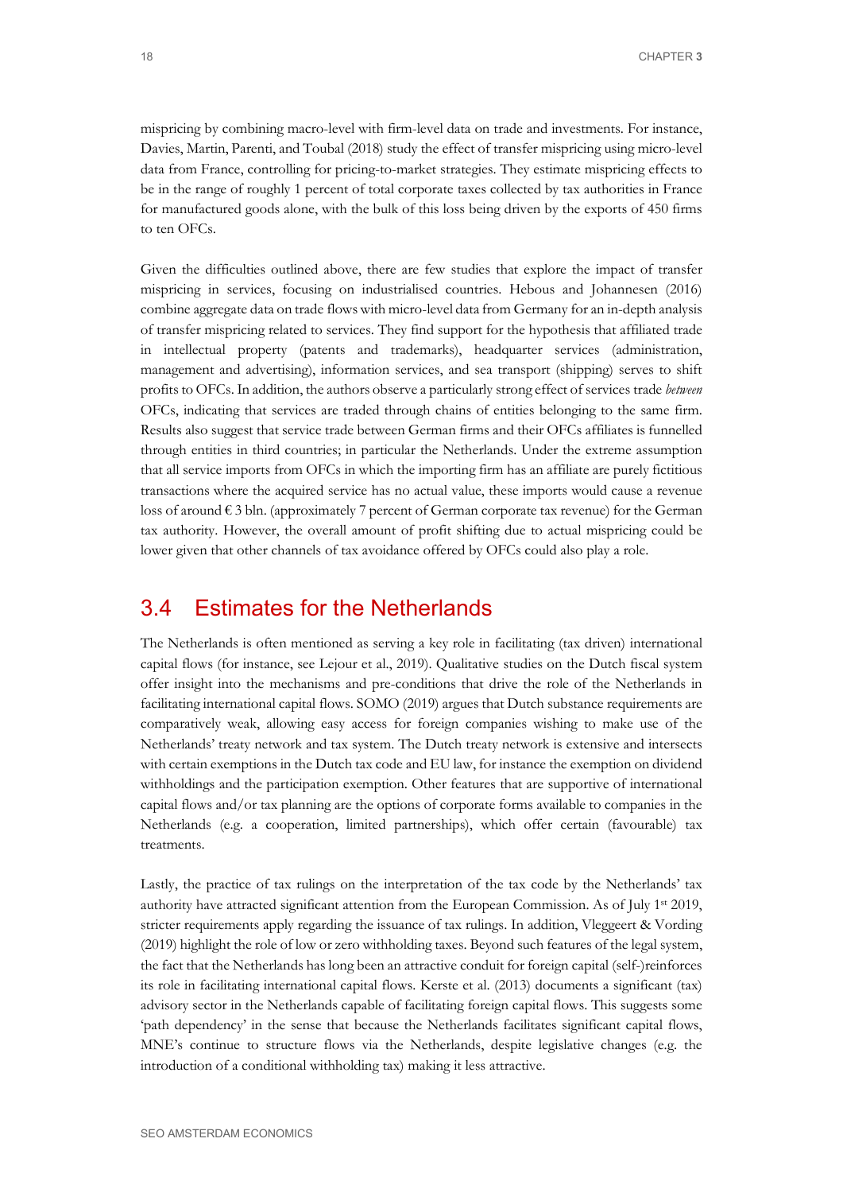mispricing by combining macro-level with firm-level data on trade and investments. For instance, Davies, Martin, Parenti, and Toubal (2018) study the effect of transfer mispricing using micro-level data from France, controlling for pricing-to-market strategies. They estimate mispricing effects to be in the range of roughly 1 percent of total corporate taxes collected by tax authorities in France for manufactured goods alone, with the bulk of this loss being driven by the exports of 450 firms to ten OFCs.

Given the difficulties outlined above, there are few studies that explore the impact of transfer mispricing in services, focusing on industrialised countries. Hebous and Johannesen (2016) combine aggregate data on trade flows with micro-level data from Germany for an in-depth analysis of transfer mispricing related to services. They find support for the hypothesis that affiliated trade in intellectual property (patents and trademarks), headquarter services (administration, management and advertising), information services, and sea transport (shipping) serves to shift profits to OFCs. In addition, the authors observe a particularly strong effect of services trade *between* OFCs, indicating that services are traded through chains of entities belonging to the same firm. Results also suggest that service trade between German firms and their OFCs affiliates is funnelled through entities in third countries; in particular the Netherlands. Under the extreme assumption that all service imports from OFCs in which the importing firm has an affiliate are purely fictitious transactions where the acquired service has no actual value, these imports would cause a revenue loss of around € 3 bln. (approximately 7 percent of German corporate tax revenue) for the German tax authority. However, the overall amount of profit shifting due to actual mispricing could be lower given that other channels of tax avoidance offered by OFCs could also play a role.

## 3.4 Estimates for the Netherlands

The Netherlands is often mentioned as serving a key role in facilitating (tax driven) international capital flows (for instance, see Lejour et al., 2019). Qualitative studies on the Dutch fiscal system offer insight into the mechanisms and pre-conditions that drive the role of the Netherlands in facilitating international capital flows. SOMO (2019) argues that Dutch substance requirements are comparatively weak, allowing easy access for foreign companies wishing to make use of the Netherlands' treaty network and tax system. The Dutch treaty network is extensive and intersects with certain exemptions in the Dutch tax code and EU law, for instance the exemption on dividend withholdings and the participation exemption. Other features that are supportive of international capital flows and/or tax planning are the options of corporate forms available to companies in the Netherlands (e.g. a cooperation, limited partnerships), which offer certain (favourable) tax treatments.

Lastly, the practice of tax rulings on the interpretation of the tax code by the Netherlands' tax authority have attracted significant attention from the European Commission. As of July 1st 2019, stricter requirements apply regarding the issuance of tax rulings. In addition, Vleggeert & Vording (2019) highlight the role of low or zero withholding taxes. Beyond such features of the legal system, the fact that the Netherlands has long been an attractive conduit for foreign capital (self-)reinforces its role in facilitating international capital flows. Kerste et al. (2013) documents a significant (tax) advisory sector in the Netherlands capable of facilitating foreign capital flows. This suggests some 'path dependency' in the sense that because the Netherlands facilitates significant capital flows, MNE's continue to structure flows via the Netherlands, despite legislative changes (e.g. the introduction of a conditional withholding tax) making it less attractive.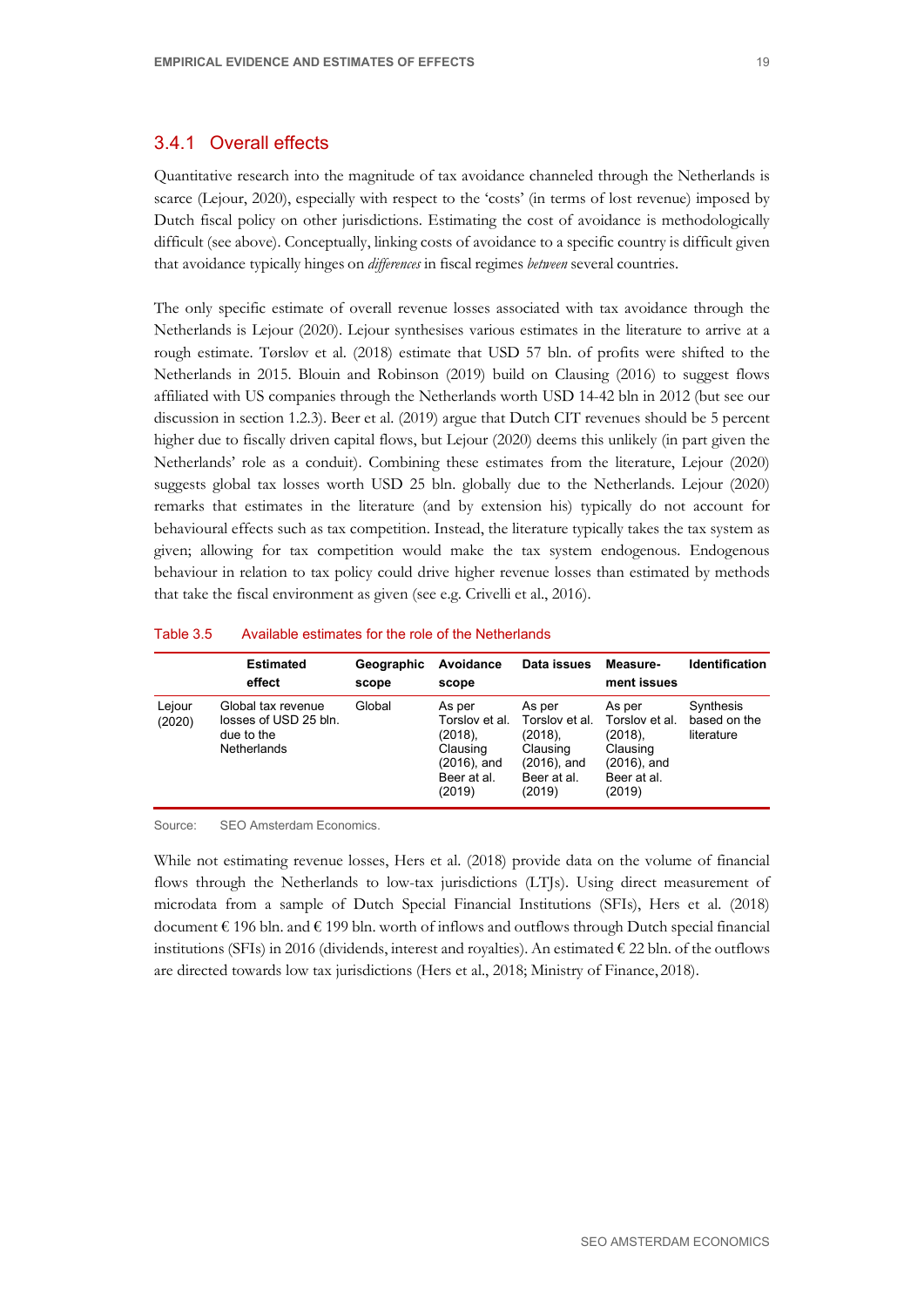### 3.4.1 Overall effects

Quantitative research into the magnitude of tax avoidance channeled through the Netherlands is scarce (Lejour, 2020), especially with respect to the 'costs' (in terms of lost revenue) imposed by Dutch fiscal policy on other jurisdictions. Estimating the cost of avoidance is methodologically difficult (see above). Conceptually, linking costs of avoidance to a specific country is difficult given that avoidance typically hinges on *differences* in fiscal regimes *between* several countries.

The only specific estimate of overall revenue losses associated with tax avoidance through the Netherlands is Lejour (2020). Lejour synthesises various estimates in the literature to arrive at a rough estimate. Tørsløv et al. (2018) estimate that USD 57 bln. of profits were shifted to the Netherlands in 2015. Blouin and Robinson (2019) build on Clausing (2016) to suggest flows affiliated with US companies through the Netherlands worth USD 14-42 bln in 2012 (but see our discussion in section 1.2.3). Beer et al. (2019) argue that Dutch CIT revenues should be 5 percent higher due to fiscally driven capital flows, but Lejour (2020) deems this unlikely (in part given the Netherlands' role as a conduit). Combining these estimates from the literature, Lejour (2020) suggests global tax losses worth USD 25 bln. globally due to the Netherlands. Lejour (2020) remarks that estimates in the literature (and by extension his) typically do not account for behavioural effects such as tax competition. Instead, the literature typically takes the tax system as given; allowing for tax competition would make the tax system endogenous. Endogenous behaviour in relation to tax policy could drive higher revenue losses than estimated by methods that take the fiscal environment as given (see e.g. Crivelli et al., 2016).

Table 3.5 Available estimates for the role of the Netherlands

| | Estimated effect | Geographic scope | Avoidance scope | Data issues | Measurement issues | Identification |
|---|---|---|---|---|---|---|
| Lejour (2020) | Global tax revenue losses of USD 25 bln. due to the Netherlands | Global | As per Torslov et al. (2018), Clausing (2016), and Beer at al. (2019) | As per Torslov et al. (2018), Clausing (2016), and Beer at al. (2019) | As per Torslov et al. (2018), Clausing (2016), and Beer at al. (2019) | Synthesis based on the literature |

Source: SEO Amsterdam Economics.

While not estimating revenue losses, Hers et al. (2018) provide data on the volume of financial flows through the Netherlands to low-tax jurisdictions (LTJs). Using direct measurement of microdata from a sample of Dutch Special Financial Institutions (SFIs), Hers et al. (2018) document € 196 bln. and € 199 bln. worth of inflows and outflows through Dutch special financial institutions (SFIs) in 2016 (dividends, interest and royalties). An estimated € 22 bln. of the outflows are directed towards low tax jurisdictions (Hers et al., 2018; Ministry of Finance, 2018).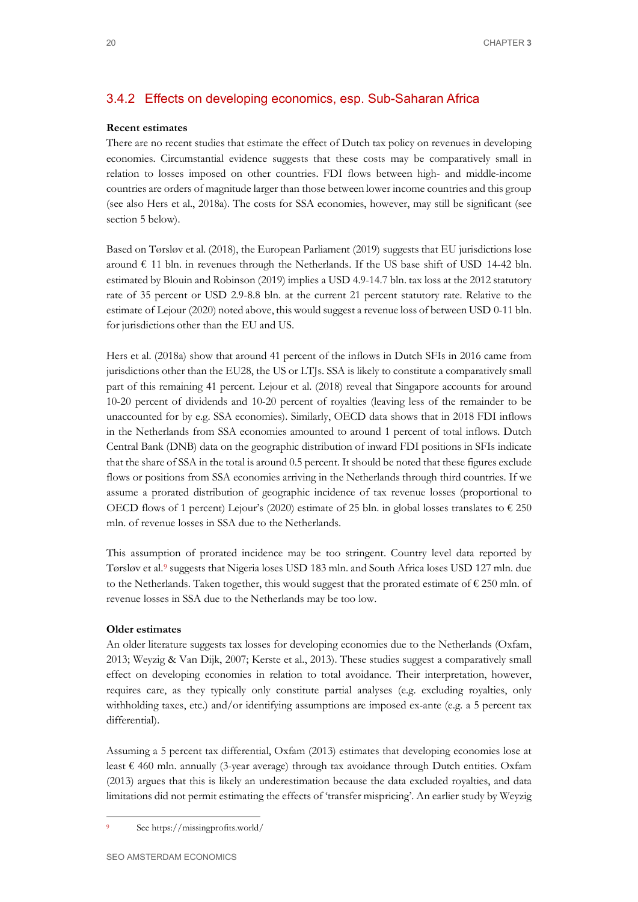### 3.4.2 Effects on developing economics, esp. Sub-Saharan Africa

**Recent estimates**

There are no recent studies that estimate the effect of Dutch tax policy on revenues in developing economies. Circumstantial evidence suggests that these costs may be comparatively small in relation to losses imposed on other countries. FDI flows between high- and middle-income countries are orders of magnitude larger than those between lower income countries and this group (see also Hers et al., 2018a). The costs for SSA economies, however, may still be significant (see section 5 below).

Based on Tørsløv et al. (2018), the European Parliament (2019) suggests that EU jurisdictions lose around € 11 bln. in revenues through the Netherlands. If the US base shift of USD 14-42 bln. estimated by Blouin and Robinson (2019) implies a USD 4.9-14.7 bln. tax loss at the 2012 statutory rate of 35 percent or USD 2.9-8.8 bln. at the current 21 percent statutory rate. Relative to the estimate of Lejour (2020) noted above, this would suggest a revenue loss of between USD 0-11 bln. for jurisdictions other than the EU and US.

Hers et al. (2018a) show that around 41 percent of the inflows in Dutch SFIs in 2016 came from jurisdictions other than the EU28, the US or LTJs. SSA is likely to constitute a comparatively small part of this remaining 41 percent. Lejour et al. (2018) reveal that Singapore accounts for around 10-20 percent of dividends and 10-20 percent of royalties (leaving less of the remainder to be unaccounted for by e.g. SSA economies). Similarly, OECD data shows that in 2018 FDI inflows in the Netherlands from SSA economies amounted to around 1 percent of total inflows. Dutch Central Bank (DNB) data on the geographic distribution of inward FDI positions in SFIs indicate that the share of SSA in the total is around 0.5 percent. It should be noted that these figures exclude flows or positions from SSA economies arriving in the Netherlands through third countries. If we assume a prorated distribution of geographic incidence of tax revenue losses (proportional to OECD flows of 1 percent) Lejour's (2020) estimate of 25 bln. in global losses translates to € 250 mln. of revenue losses in SSA due to the Netherlands.

This assumption of prorated incidence may be too stringent. Country level data reported by Tørsløv et al.[9] suggests that Nigeria loses USD 183 mln. and South Africa loses USD 127 mln. due to the Netherlands. Taken together, this would suggest that the prorated estimate of € 250 mln. of revenue losses in SSA due to the Netherlands may be too low.

**Older estimates**

An older literature suggests tax losses for developing economies due to the Netherlands (Oxfam, 2013; Weyzig & Van Dijk, 2007; Kerste et al., 2013). These studies suggest a comparatively small effect on developing economies in relation to total avoidance. Their interpretation, however, requires care, as they typically only constitute partial analyses (e.g. excluding royalties, only withholding taxes, etc.) and/or identifying assumptions are imposed ex-ante (e.g. a 5 percent tax differential).

Assuming a 5 percent tax differential, Oxfam (2013) estimates that developing economies lose at least € 460 mln. annually (3-year average) through tax avoidance through Dutch entities. Oxfam (2013) argues that this is likely an underestimation because the data excluded royalties, and data limitations did not permit estimating the effects of 'transfer mispricing'. An earlier study by Weyzig

---

[9] See https://missingprofits.world/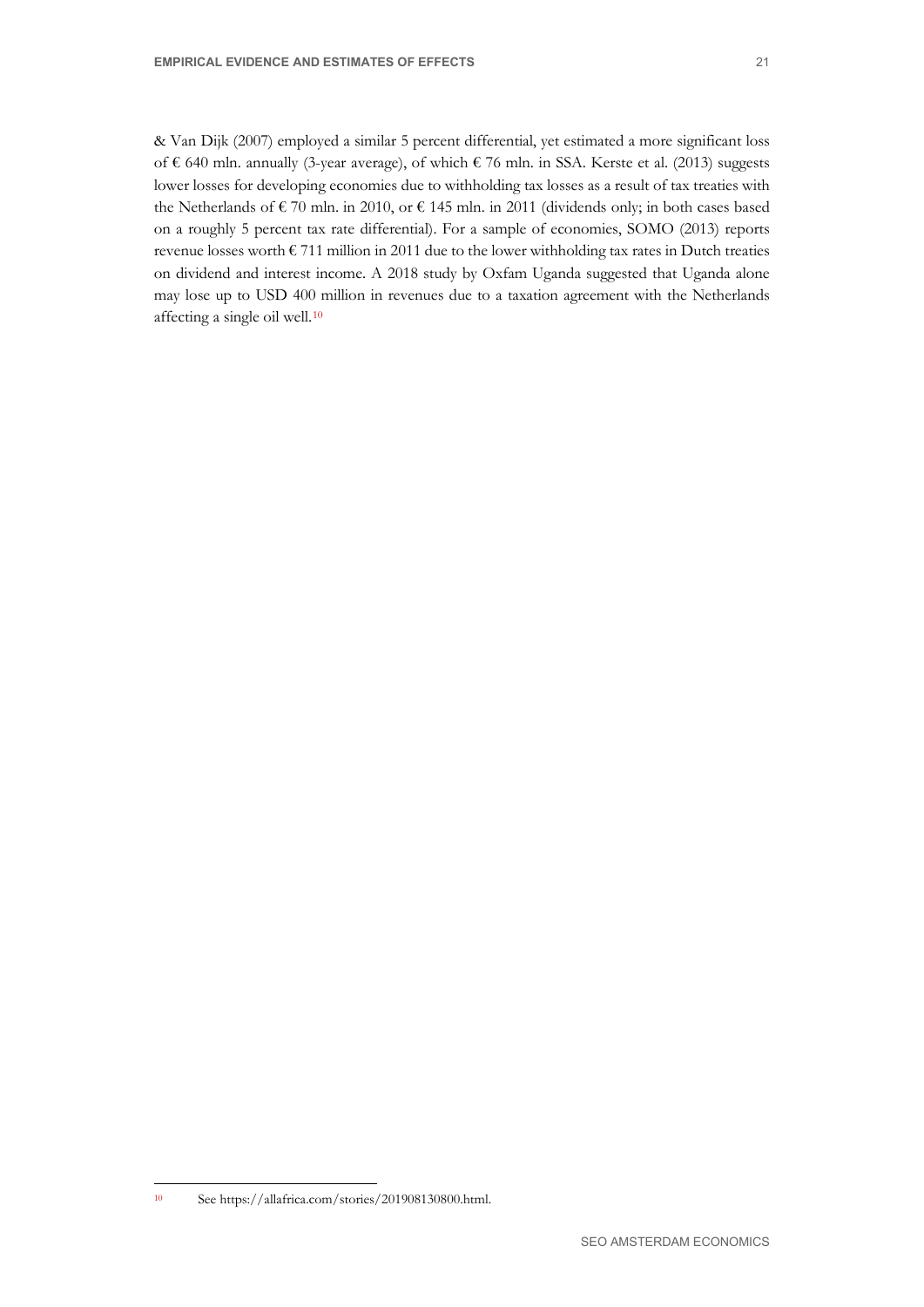& Van Dijk (2007) employed a similar 5 percent differential, yet estimated a more significant loss of € 640 mln. annually (3-year average), of which € 76 mln. in SSA. Kerste et al. (2013) suggests lower losses for developing economies due to withholding tax losses as a result of tax treaties with the Netherlands of € 70 mln. in 2010, or € 145 mln. in 2011 (dividends only; in both cases based on a roughly 5 percent tax rate differential). For a sample of economies, SOMO (2013) reports revenue losses worth € 711 million in 2011 due to the lower withholding tax rates in Dutch treaties on dividend and interest income. A 2018 study by Oxfam Uganda suggested that Uganda alone may lose up to USD 400 million in revenues due to a taxation agreement with the Netherlands affecting a single oil well.[10]

---

[10] See https://allafrica.com/stories/201908130800.html.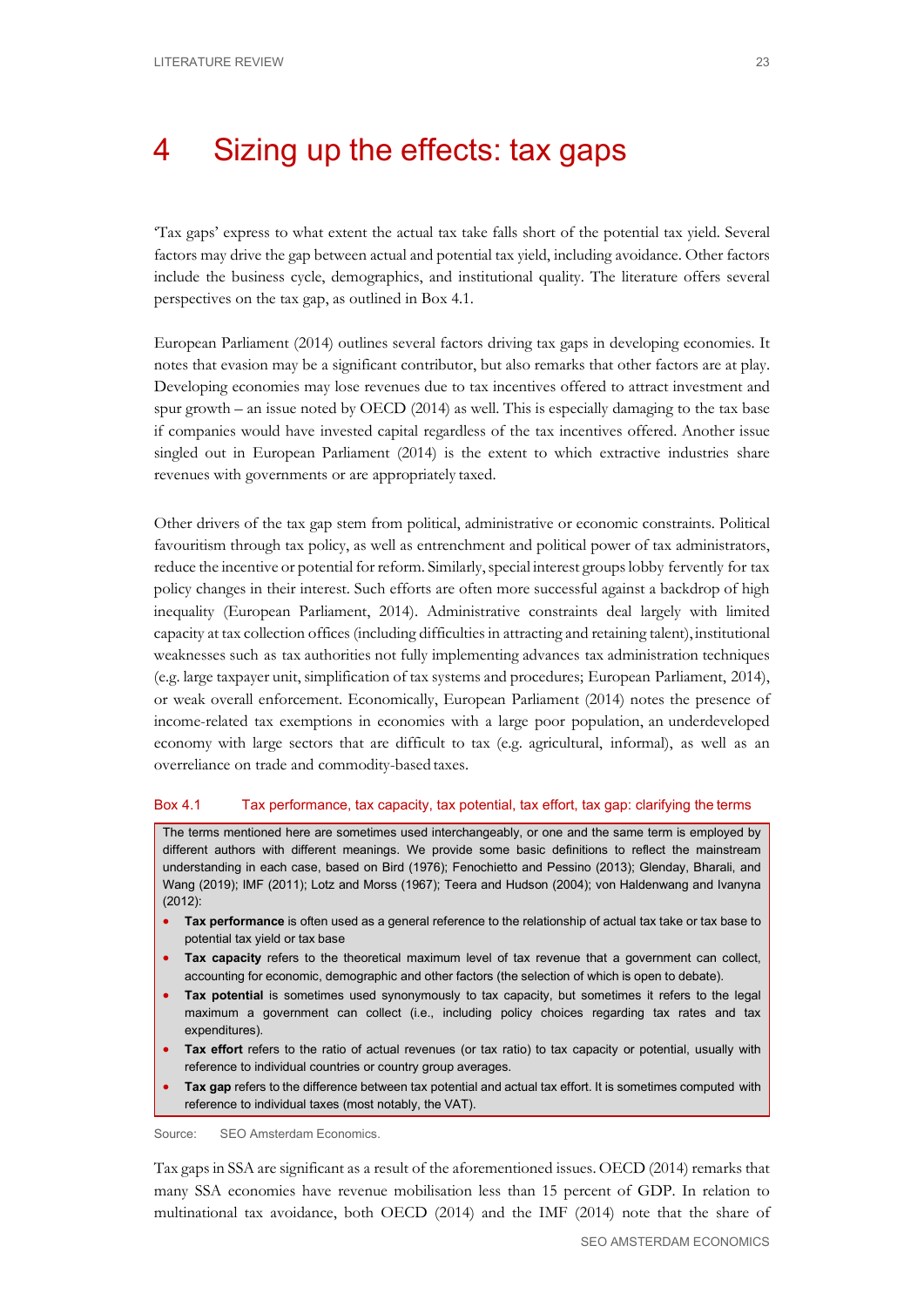# 4 Sizing up the effects: tax gaps

'Tax gaps' express to what extent the actual tax take falls short of the potential tax yield. Several factors may drive the gap between actual and potential tax yield, including avoidance. Other factors include the business cycle, demographics, and institutional quality. The literature offers several perspectives on the tax gap, as outlined in Box 4.1.

European Parliament (2014) outlines several factors driving tax gaps in developing economies. It notes that evasion may be a significant contributor, but also remarks that other factors are at play. Developing economies may lose revenues due to tax incentives offered to attract investment and spur growth – an issue noted by OECD (2014) as well. This is especially damaging to the tax base if companies would have invested capital regardless of the tax incentives offered. Another issue singled out in European Parliament (2014) is the extent to which extractive industries share revenues with governments or are appropriately taxed.

Other drivers of the tax gap stem from political, administrative or economic constraints. Political favouritism through tax policy, as well as entrenchment and political power of tax administrators, reduce the incentive or potential for reform. Similarly, special interest groups lobby fervently for tax policy changes in their interest. Such efforts are often more successful against a backdrop of high inequality (European Parliament, 2014). Administrative constraints deal largely with limited capacity at tax collection offices (including difficulties in attracting and retaining talent), institutional weaknesses such as tax authorities not fully implementing advances tax administration techniques (e.g. large taxpayer unit, simplification of tax systems and procedures; European Parliament, 2014), or weak overall enforcement. Economically, European Parliament (2014) notes the presence of income-related tax exemptions in economies with a large poor population, an underdeveloped economy with large sectors that are difficult to tax (e.g. agricultural, informal), as well as an overreliance on trade and commodity-based taxes.

**Box 4.1 Tax performance, tax capacity, tax potential, tax effort, tax gap: clarifying the terms**

The terms mentioned here are sometimes used interchangeably, or one and the same term is employed by different authors with different meanings. We provide some basic definitions to reflect the mainstream understanding in each case, based on Bird (1976); Fenochietto and Pessino (2013); Glenday, Bharali, and Wang (2019); IMF (2011); Lotz and Morss (1967); Teera and Hudson (2004); von Haldenwang and Ivanyna (2012):

- **Tax performance** is often used as a general reference to the relationship of actual tax take or tax base to potential tax yield or tax base
- **Tax capacity** refers to the theoretical maximum level of tax revenue that a government can collect, accounting for economic, demographic and other factors (the selection of which is open to debate).
- **Tax potential** is sometimes used synonymously to tax capacity, but sometimes it refers to the legal maximum a government can collect (i.e., including policy choices regarding tax rates and tax expenditures).
- **Tax effort** refers to the ratio of actual revenues (or tax ratio) to tax capacity or potential, usually with reference to individual countries or country group averages.
- **Tax gap** refers to the difference between tax potential and actual tax effort. It is sometimes computed with reference to individual taxes (most notably, the VAT).

Source: SEO Amsterdam Economics.

Tax gaps in SSA are significant as a result of the aforementioned issues. OECD (2014) remarks that many SSA economies have revenue mobilisation less than 15 percent of GDP. In relation to multinational tax avoidance, both OECD (2014) and the IMF (2014) note that the share of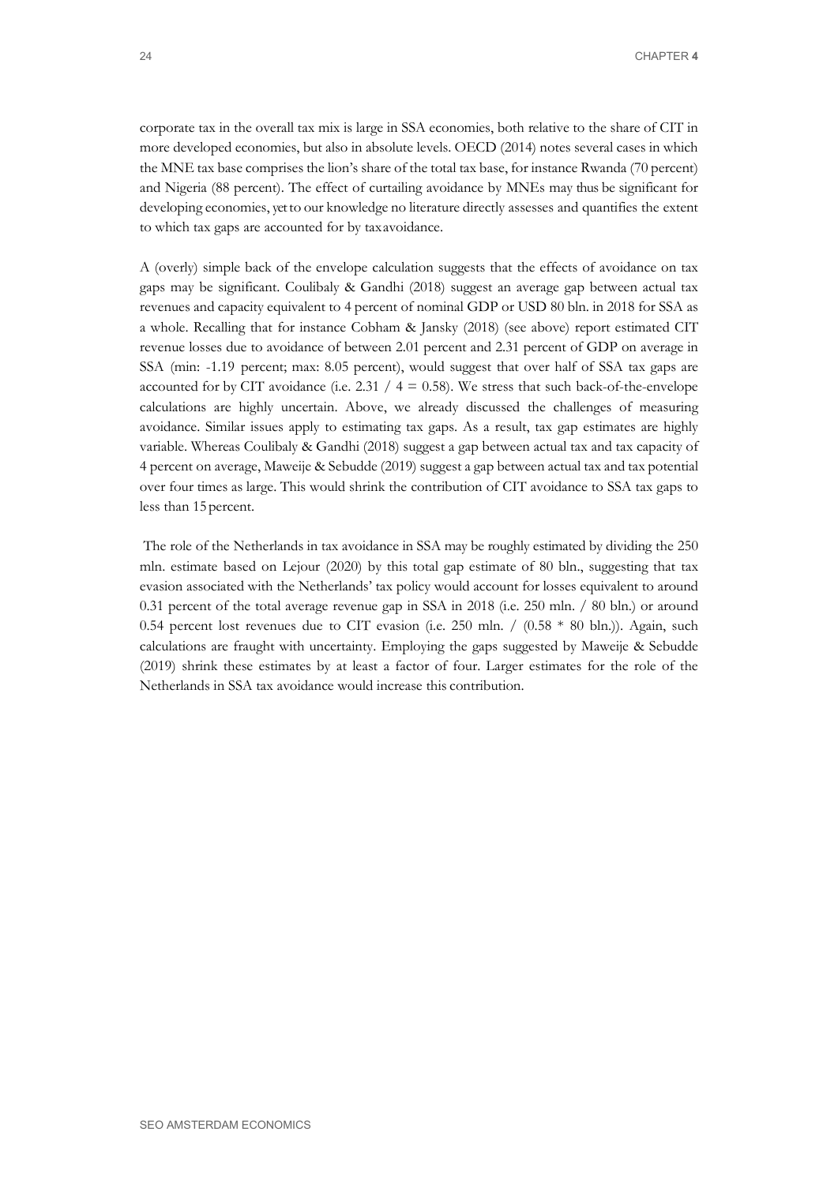corporate tax in the overall tax mix is large in SSA economies, both relative to the share of CIT in more developed economies, but also in absolute levels. OECD (2014) notes several cases in which the MNE tax base comprises the lion's share of the total tax base, for instance Rwanda (70 percent) and Nigeria (88 percent). The effect of curtailing avoidance by MNEs may thus be significant for developing economies, yet to our knowledge no literature directly assesses and quantifies the extent to which tax gaps are accounted for by tax avoidance.

A (overly) simple back of the envelope calculation suggests that the effects of avoidance on tax gaps may be significant. Coulibaly & Gandhi (2018) suggest an average gap between actual tax revenues and capacity equivalent to 4 percent of nominal GDP or USD 80 bln. in 2018 for SSA as a whole. Recalling that for instance Cobham & Jansky (2018) (see above) report estimated CIT revenue losses due to avoidance of between 2.01 percent and 2.31 percent of GDP on average in SSA (min: -1.19 percent; max: 8.05 percent), would suggest that over half of SSA tax gaps are accounted for by CIT avoidance (i.e. 2.31 / 4 = 0.58). We stress that such back-of-the-envelope calculations are highly uncertain. Above, we already discussed the challenges of measuring avoidance. Similar issues apply to estimating tax gaps. As a result, tax gap estimates are highly variable. Whereas Coulibaly & Gandhi (2018) suggest a gap between actual tax and tax capacity of 4 percent on average, Maweije & Sebudde (2019) suggest a gap between actual tax and tax potential over four times as large. This would shrink the contribution of CIT avoidance to SSA tax gaps to less than 15 percent.

The role of the Netherlands in tax avoidance in SSA may be roughly estimated by dividing the 250 mln. estimate based on Lejour (2020) by this total gap estimate of 80 bln., suggesting that tax evasion associated with the Netherlands' tax policy would account for losses equivalent to around 0.31 percent of the total average revenue gap in SSA in 2018 (i.e. 250 mln. / 80 bln.) or around 0.54 percent lost revenues due to CIT evasion (i.e. 250 mln. / (0.58 * 80 bln.)). Again, such calculations are fraught with uncertainty. Employing the gaps suggested by Maweije & Sebudde (2019) shrink these estimates by at least a factor of four. Larger estimates for the role of the Netherlands in SSA tax avoidance would increase this contribution.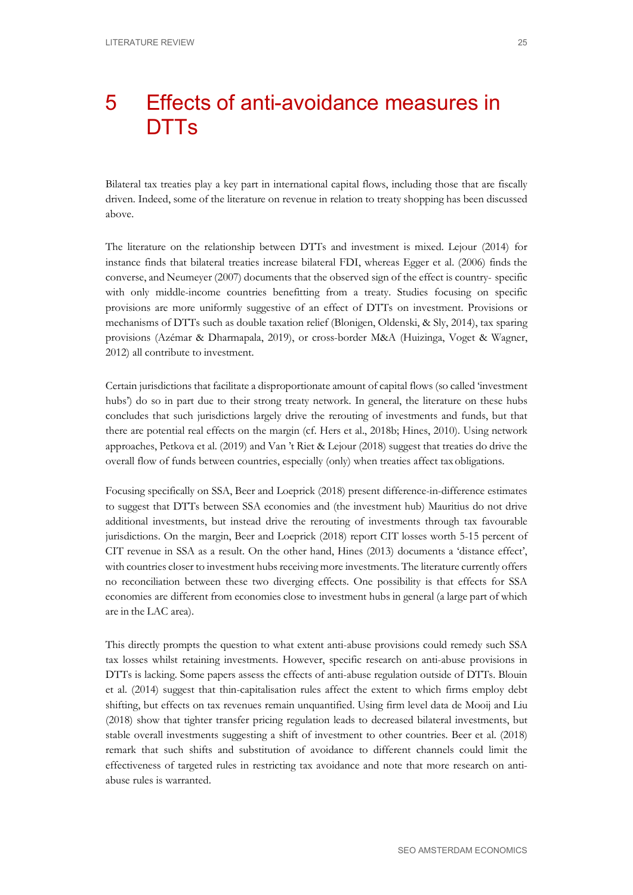# 5 Effects of anti-avoidance measures in DTTs

Bilateral tax treaties play a key part in international capital flows, including those that are fiscally driven. Indeed, some of the literature on revenue in relation to treaty shopping has been discussed above.

The literature on the relationship between DTTs and investment is mixed. Lejour (2014) for instance finds that bilateral treaties increase bilateral FDI, whereas Egger et al. (2006) finds the converse, and Neumeyer (2007) documents that the observed sign of the effect is country- specific with only middle-income countries benefitting from a treaty. Studies focusing on specific provisions are more uniformly suggestive of an effect of DTTs on investment. Provisions or mechanisms of DTTs such as double taxation relief (Blonigen, Oldenski, & Sly, 2014), tax sparing provisions (Azémar & Dharmapala, 2019), or cross-border M&A (Huizinga, Voget & Wagner, 2012) all contribute to investment.

Certain jurisdictions that facilitate a disproportionate amount of capital flows (so called 'investment hubs') do so in part due to their strong treaty network. In general, the literature on these hubs concludes that such jurisdictions largely drive the rerouting of investments and funds, but that there are potential real effects on the margin (cf. Hers et al., 2018b; Hines, 2010). Using network approaches, Petkova et al. (2019) and Van 't Riet & Lejour (2018) suggest that treaties do drive the overall flow of funds between countries, especially (only) when treaties affect tax obligations.

Focusing specifically on SSA, Beer and Loeprick (2018) present difference-in-difference estimates to suggest that DTTs between SSA economies and (the investment hub) Mauritius do not drive additional investments, but instead drive the rerouting of investments through tax favourable jurisdictions. On the margin, Beer and Loeprick (2018) report CIT losses worth 5-15 percent of CIT revenue in SSA as a result. On the other hand, Hines (2013) documents a 'distance effect', with countries closer to investment hubs receiving more investments. The literature currently offers no reconciliation between these two diverging effects. One possibility is that effects for SSA economies are different from economies close to investment hubs in general (a large part of which are in the LAC area).

This directly prompts the question to what extent anti-abuse provisions could remedy such SSA tax losses whilst retaining investments. However, specific research on anti-abuse provisions in DTTs is lacking. Some papers assess the effects of anti-abuse regulation outside of DTTs. Blouin et al. (2014) suggest that thin-capitalisation rules affect the extent to which firms employ debt shifting, but effects on tax revenues remain unquantified. Using firm level data de Mooij and Liu (2018) show that tighter transfer pricing regulation leads to decreased bilateral investments, but stable overall investments suggesting a shift of investment to other countries. Beer et al. (2018) remark that such shifts and substitution of avoidance to different channels could limit the effectiveness of targeted rules in restricting tax avoidance and note that more research on anti-abuse rules is warranted.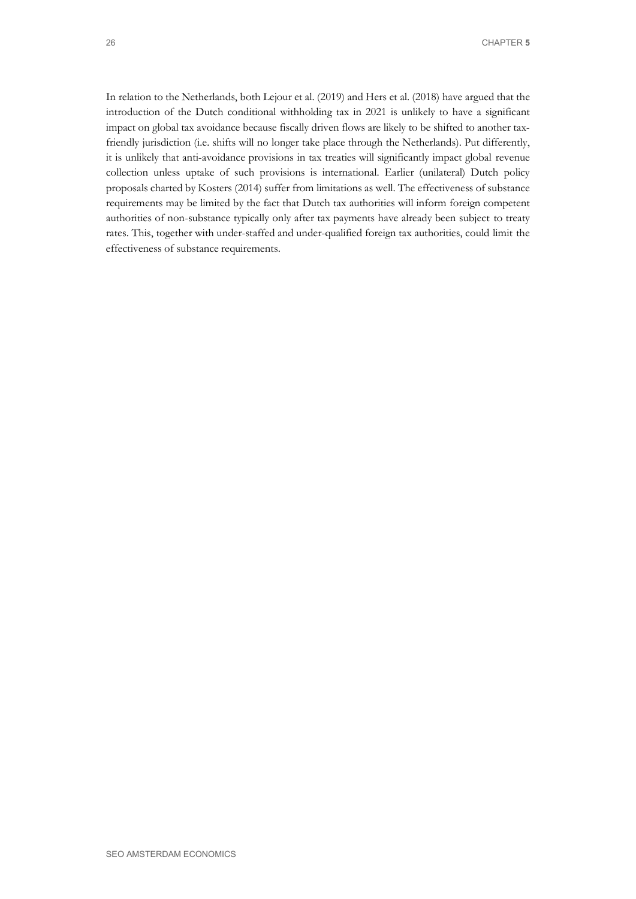In relation to the Netherlands, both Lejour et al. (2019) and Hers et al. (2018) have argued that the introduction of the Dutch conditional withholding tax in 2021 is unlikely to have a significant impact on global tax avoidance because fiscally driven flows are likely to be shifted to another tax-friendly jurisdiction (i.e. shifts will no longer take place through the Netherlands). Put differently, it is unlikely that anti-avoidance provisions in tax treaties will significantly impact global revenue collection unless uptake of such provisions is international. Earlier (unilateral) Dutch policy proposals charted by Kosters (2014) suffer from limitations as well. The effectiveness of substance requirements may be limited by the fact that Dutch tax authorities will inform foreign competent authorities of non-substance typically only after tax payments have already been subject to treaty rates. This, together with under-staffed and under-qualified foreign tax authorities, could limit the effectiveness of substance requirements.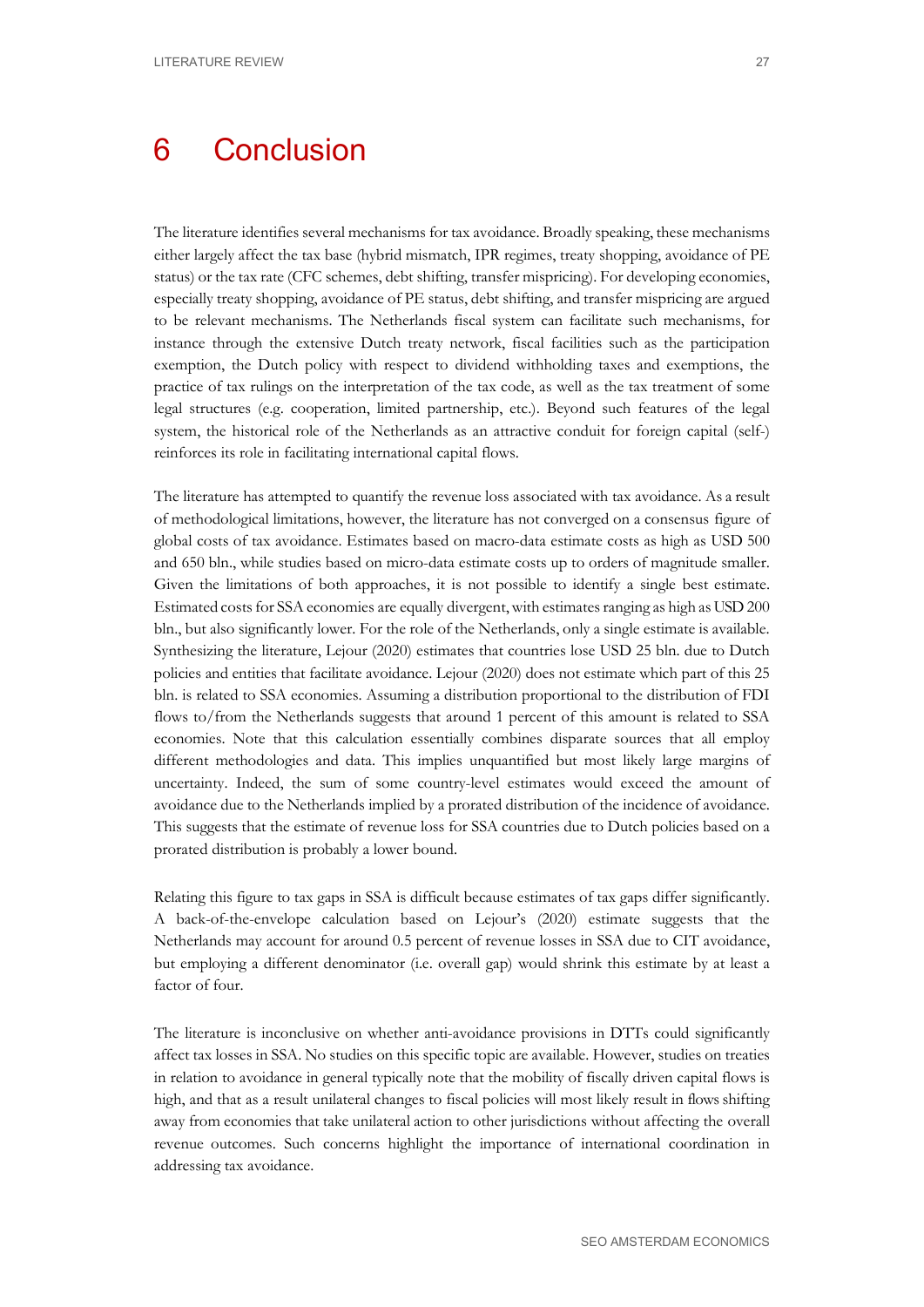# 6 Conclusion

The literature identifies several mechanisms for tax avoidance. Broadly speaking, these mechanisms either largely affect the tax base (hybrid mismatch, IPR regimes, treaty shopping, avoidance of PE status) or the tax rate (CFC schemes, debt shifting, transfer mispricing). For developing economies, especially treaty shopping, avoidance of PE status, debt shifting, and transfer mispricing are argued to be relevant mechanisms. The Netherlands fiscal system can facilitate such mechanisms, for instance through the extensive Dutch treaty network, fiscal facilities such as the participation exemption, the Dutch policy with respect to dividend withholding taxes and exemptions, the practice of tax rulings on the interpretation of the tax code, as well as the tax treatment of some legal structures (e.g. cooperation, limited partnership, etc.). Beyond such features of the legal system, the historical role of the Netherlands as an attractive conduit for foreign capital (self-) reinforces its role in facilitating international capital flows.

The literature has attempted to quantify the revenue loss associated with tax avoidance. As a result of methodological limitations, however, the literature has not converged on a consensus figure of global costs of tax avoidance. Estimates based on macro-data estimate costs as high as USD 500 and 650 bln., while studies based on micro-data estimate costs up to orders of magnitude smaller. Given the limitations of both approaches, it is not possible to identify a single best estimate. Estimated costs for SSA economies are equally divergent, with estimates ranging as high as USD 200 bln., but also significantly lower. For the role of the Netherlands, only a single estimate is available. Synthesizing the literature, Lejour (2020) estimates that countries lose USD 25 bln. due to Dutch policies and entities that facilitate avoidance. Lejour (2020) does not estimate which part of this 25 bln. is related to SSA economies. Assuming a distribution proportional to the distribution of FDI flows to/from the Netherlands suggests that around 1 percent of this amount is related to SSA economies. Note that this calculation essentially combines disparate sources that all employ different methodologies and data. This implies unquantified but most likely large margins of uncertainty. Indeed, the sum of some country-level estimates would exceed the amount of avoidance due to the Netherlands implied by a prorated distribution of the incidence of avoidance. This suggests that the estimate of revenue loss for SSA countries due to Dutch policies based on a prorated distribution is probably a lower bound.

Relating this figure to tax gaps in SSA is difficult because estimates of tax gaps differ significantly. A back-of-the-envelope calculation based on Lejour's (2020) estimate suggests that the Netherlands may account for around 0.5 percent of revenue losses in SSA due to CIT avoidance, but employing a different denominator (i.e. overall gap) would shrink this estimate by at least a factor of four.

The literature is inconclusive on whether anti-avoidance provisions in DTTs could significantly affect tax losses in SSA. No studies on this specific topic are available. However, studies on treaties in relation to avoidance in general typically note that the mobility of fiscally driven capital flows is high, and that as a result unilateral changes to fiscal policies will most likely result in flows shifting away from economies that take unilateral action to other jurisdictions without affecting the overall revenue outcomes. Such concerns highlight the importance of international coordination in addressing tax avoidance.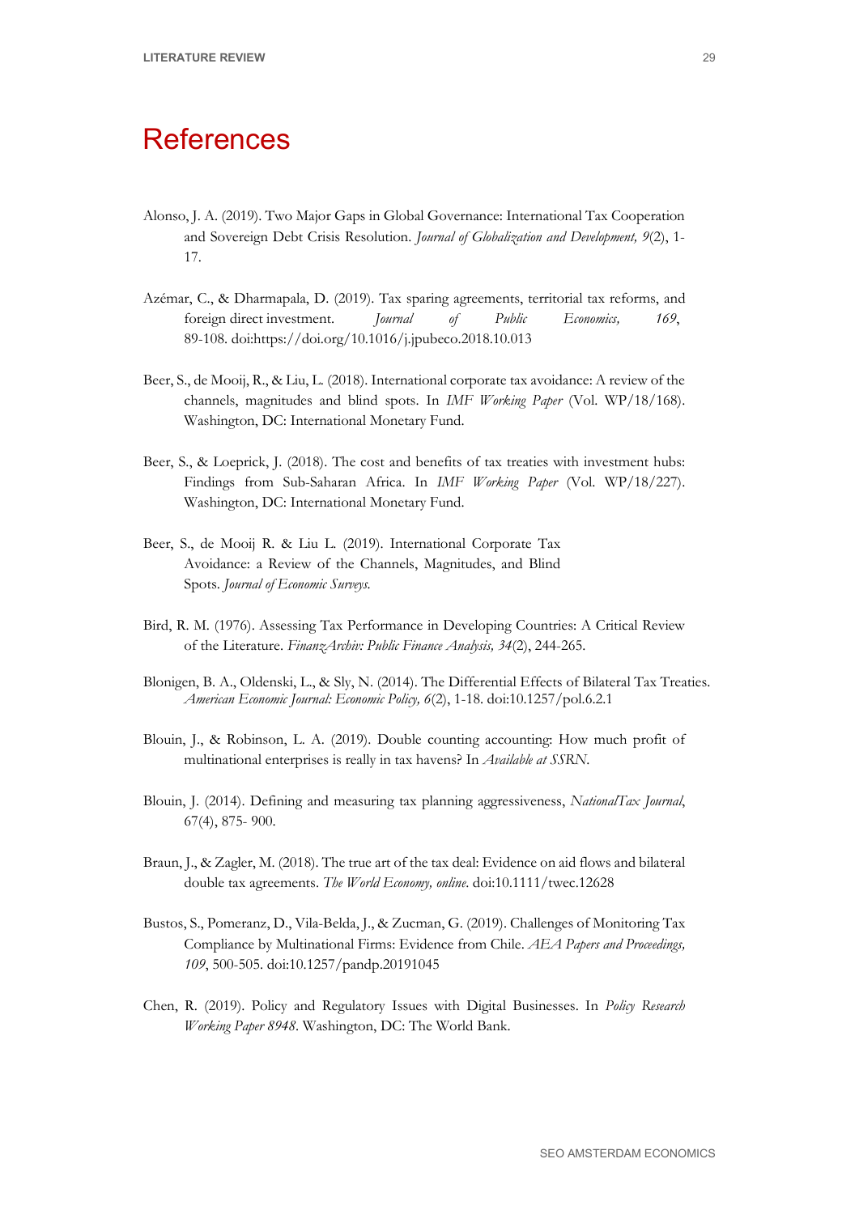# References

Alonso, J. A. (2019). Two Major Gaps in Global Governance: International Tax Cooperation and Sovereign Debt Crisis Resolution. *Journal of Globalization and Development, 9*(2), 1-17.

Azémar, C., & Dharmapala, D. (2019). Tax sparing agreements, territorial tax reforms, and foreign direct investment. *Journal of Public Economics, 169*, 89-108. doi:https://doi.org/10.1016/j.jpubeco.2018.10.013

Beer, S., de Mooij, R., & Liu, L. (2018). International corporate tax avoidance: A review of the channels, magnitudes and blind spots. In *IMF Working Paper* (Vol. WP/18/168). Washington, DC: International Monetary Fund.

Beer, S., & Loeprick, J. (2018). The cost and benefits of tax treaties with investment hubs: Findings from Sub-Saharan Africa. In *IMF Working Paper* (Vol. WP/18/227). Washington, DC: International Monetary Fund.

Beer, S., de Mooij R. & Liu L. (2019). International Corporate Tax Avoidance: a Review of the Channels, Magnitudes, and Blind Spots. *Journal of Economic Surveys.*

Bird, R. M. (1976). Assessing Tax Performance in Developing Countries: A Critical Review of the Literature. *FinanzArchiv: Public Finance Analysis, 34*(2), 244-265.

Blonigen, B. A., Oldenski, L., & Sly, N. (2014). The Differential Effects of Bilateral Tax Treaties. *American Economic Journal: Economic Policy, 6*(2), 1-18. doi:10.1257/pol.6.2.1

Blouin, J., & Robinson, L. A. (2019). Double counting accounting: How much profit of multinational enterprises is really in tax havens? In *Available at SSRN.*

Blouin, J. (2014). Defining and measuring tax planning aggressiveness, *NationalTax Journal*, 67(4), 875- 900.

Braun, J., & Zagler, M. (2018). The true art of the tax deal: Evidence on aid flows and bilateral double tax agreements. *The World Economy, online*. doi:10.1111/twec.12628

Bustos, S., Pomeranz, D., Vila-Belda, J., & Zucman, G. (2019). Challenges of Monitoring Tax Compliance by Multinational Firms: Evidence from Chile. *AEA Papers and Proceedings, 109*, 500-505. doi:10.1257/pandp.20191045

Chen, R. (2019). Policy and Regulatory Issues with Digital Businesses. In *Policy Research Working Paper 8948*. Washington, DC: The World Bank.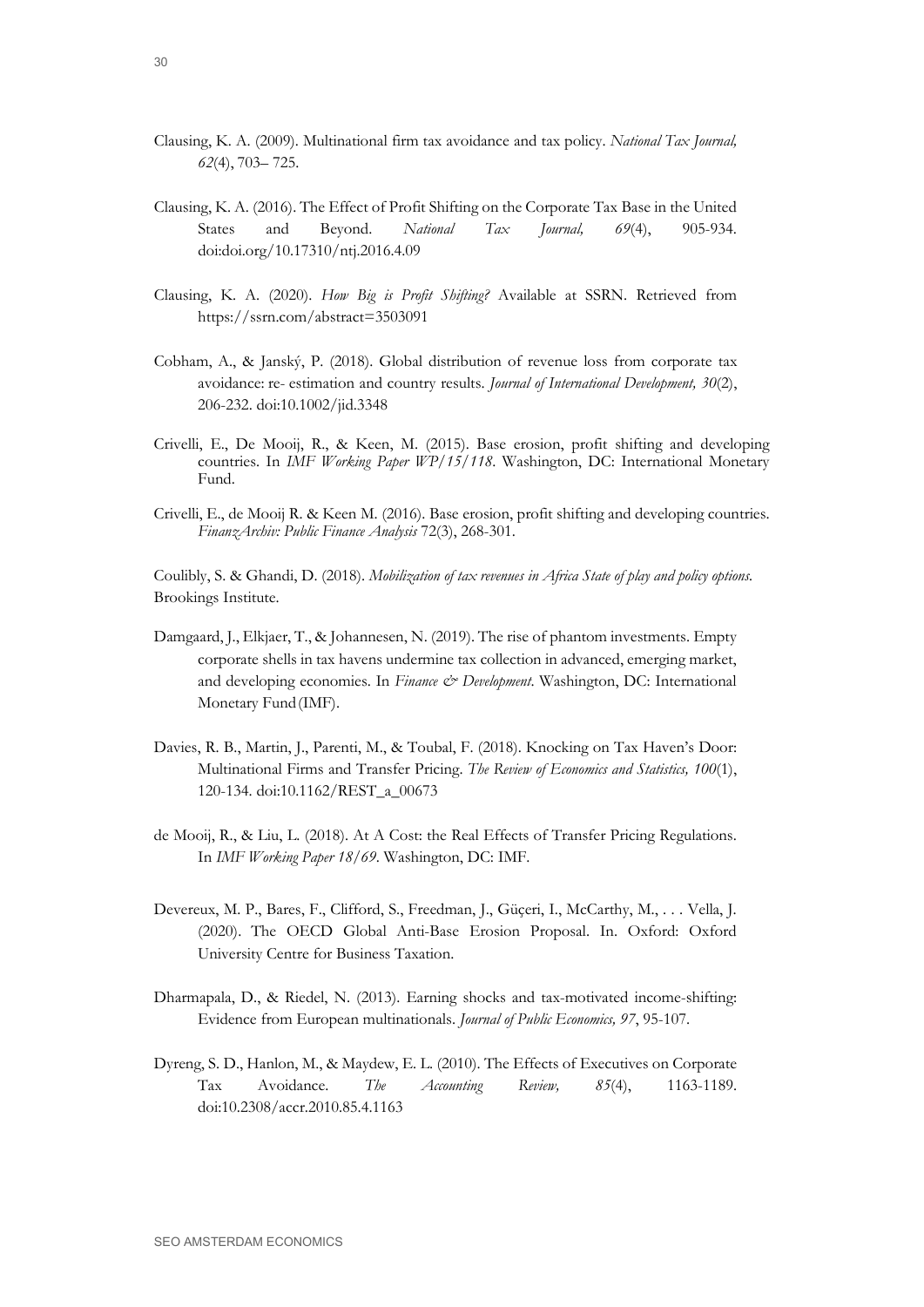Clausing, K. A. (2009). Multinational firm tax avoidance and tax policy. *National Tax Journal, 62*(4), 703– 725.

Clausing, K. A. (2016). The Effect of Profit Shifting on the Corporate Tax Base in the United States and Beyond. *National Tax Journal, 69*(4), 905-934. doi:doi.org/10.17310/ntj.2016.4.09

Clausing, K. A. (2020). *How Big is Profit Shifting?* Available at SSRN. Retrieved from https://ssrn.com/abstract=3503091

Cobham, A., & Janský, P. (2018). Global distribution of revenue loss from corporate tax avoidance: re- estimation and country results. *Journal of International Development, 30*(2), 206-232. doi:10.1002/jid.3348

Crivelli, E., De Mooij, R., & Keen, M. (2015). Base erosion, profit shifting and developing countries. In *IMF Working Paper WP/15/118*. Washington, DC: International Monetary Fund.

Crivelli, E., de Mooij R. & Keen M. (2016). Base erosion, profit shifting and developing countries. *FinanzArchiv: Public Finance Analysis* 72(3), 268-301.

Coulibly, S. & Ghandi, D. (2018). *Mobilization of tax revenues in Africa State of play and policy options.* Brookings Institute.

Damgaard, J., Elkjaer, T., & Johannesen, N. (2019). The rise of phantom investments. Empty corporate shells in tax havens undermine tax collection in advanced, emerging market, and developing economies. In *Finance & Development*. Washington, DC: International Monetary Fund (IMF).

Davies, R. B., Martin, J., Parenti, M., & Toubal, F. (2018). Knocking on Tax Haven's Door: Multinational Firms and Transfer Pricing. *The Review of Economics and Statistics, 100*(1), 120-134. doi:10.1162/REST_a_00673

de Mooij, R., & Liu, L. (2018). At A Cost: the Real Effects of Transfer Pricing Regulations. In *IMF Working Paper 18/69*. Washington, DC: IMF.

Devereux, M. P., Bares, F., Clifford, S., Freedman, J., Güçeri, I., McCarthy, M., . . . Vella, J. (2020). The OECD Global Anti-Base Erosion Proposal. In. Oxford: Oxford University Centre for Business Taxation.

Dharmapala, D., & Riedel, N. (2013). Earning shocks and tax-motivated income-shifting: Evidence from European multinationals. *Journal of Public Economics, 97*, 95-107.

Dyreng, S. D., Hanlon, M., & Maydew, E. L. (2010). The Effects of Executives on Corporate Tax Avoidance. *The Accounting Review, 85*(4), 1163-1189. doi:10.2308/accr.2010.85.4.1163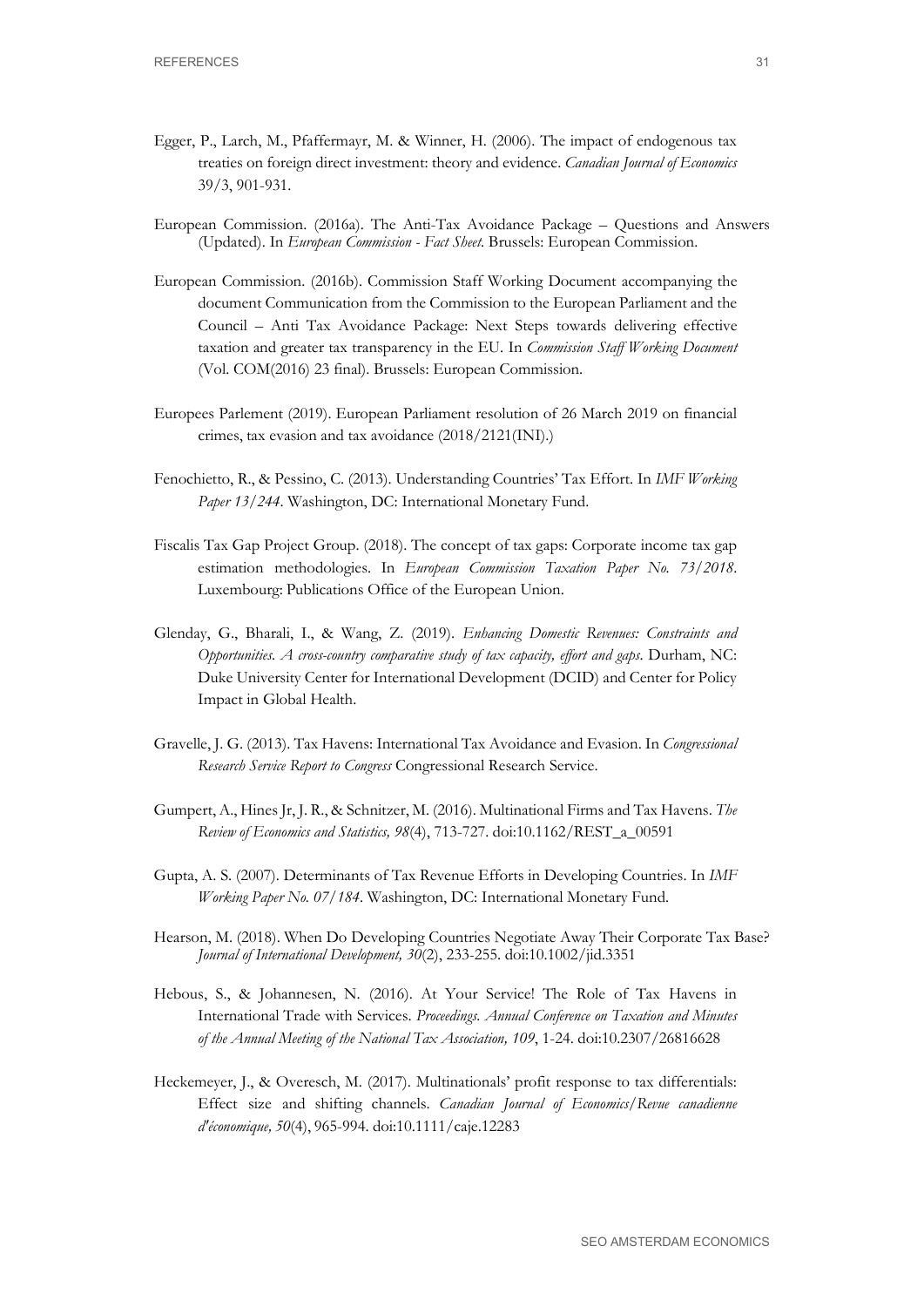Egger, P., Larch, M., Pfaffermayr, M. & Winner, H. (2006). The impact of endogenous tax treaties on foreign direct investment: theory and evidence. *Canadian Journal of Economics* 39/3, 901-931.

European Commission. (2016a). The Anti-Tax Avoidance Package – Questions and Answers (Updated). In *European Commission - Fact Sheet*. Brussels: European Commission.

European Commission. (2016b). Commission Staff Working Document accompanying the document Communication from the Commission to the European Parliament and the Council – Anti Tax Avoidance Package: Next Steps towards delivering effective taxation and greater tax transparency in the EU. In *Commission Staff Working Document* (Vol. COM(2016) 23 final). Brussels: European Commission.

Europees Parlement (2019). European Parliament resolution of 26 March 2019 on financial crimes, tax evasion and tax avoidance (2018/2121(INI).)

Fenochietto, R., & Pessino, C. (2013). Understanding Countries' Tax Effort. In *IMF Working Paper 13/244*. Washington, DC: International Monetary Fund.

Fiscalis Tax Gap Project Group. (2018). The concept of tax gaps: Corporate income tax gap estimation methodologies. In *European Commission Taxation Paper No. 73/2018*. Luxembourg: Publications Office of the European Union.

Glenday, G., Bharali, I., & Wang, Z. (2019). *Enhancing Domestic Revenues: Constraints and Opportunities. A cross-country comparative study of tax capacity, effort and gaps*. Durham, NC: Duke University Center for International Development (DCID) and Center for Policy Impact in Global Health.

Gravelle, J. G. (2013). Tax Havens: International Tax Avoidance and Evasion. In *Congressional Research Service Report to Congress* Congressional Research Service.

Gumpert, A., Hines Jr, J. R., & Schnitzer, M. (2016). Multinational Firms and Tax Havens. *The Review of Economics and Statistics, 98*(4), 713-727. doi:10.1162/REST_a_00591

Gupta, A. S. (2007). Determinants of Tax Revenue Efforts in Developing Countries. In *IMF Working Paper No. 07/184*. Washington, DC: International Monetary Fund.

Hearson, M. (2018). When Do Developing Countries Negotiate Away Their Corporate Tax Base? *Journal of International Development, 30*(2), 233-255. doi:10.1002/jid.3351

Hebous, S., & Johannesen, N. (2016). At Your Service! The Role of Tax Havens in International Trade with Services. *Proceedings. Annual Conference on Taxation and Minutes of the Annual Meeting of the National Tax Association, 109*, 1-24. doi:10.2307/26816628

Heckemeyer, J., & Overesch, M. (2017). Multinationals' profit response to tax differentials: Effect size and shifting channels. *Canadian Journal of Economics/Revue canadienne d'économique, 50*(4), 965-994. doi:10.1111/caje.12283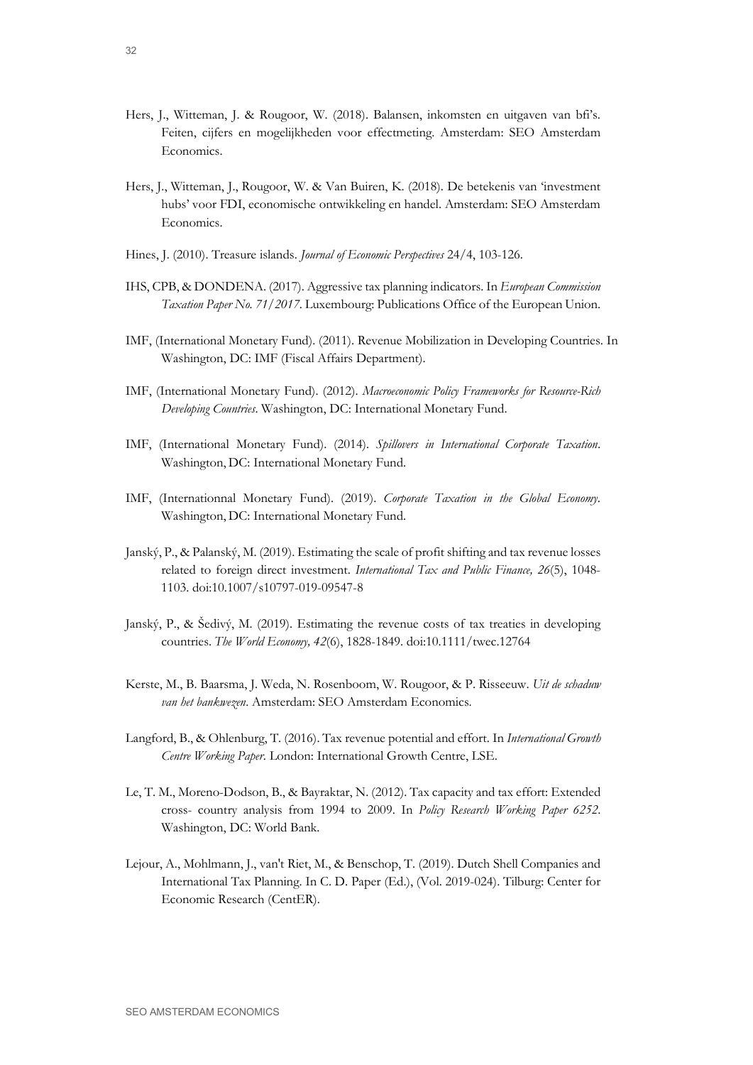Hers, J., Witteman, J. & Rougoor, W. (2018). Balansen, inkomsten en uitgaven van bfi's. Feiten, cijfers en mogelijkheden voor effectmeting. Amsterdam: SEO Amsterdam Economics.

Hers, J., Witteman, J., Rougoor, W. & Van Buiren, K. (2018). De betekenis van 'investment hubs' voor FDI, economische ontwikkeling en handel. Amsterdam: SEO Amsterdam Economics.

Hines, J. (2010). Treasure islands. *Journal of Economic Perspectives* 24/4, 103-126.

IHS, CPB, & DONDENA. (2017). Aggressive tax planning indicators. In *European Commission Taxation Paper No. 71/2017*. Luxembourg: Publications Office of the European Union.

IMF, (International Monetary Fund). (2011). Revenue Mobilization in Developing Countries. In Washington, DC: IMF (Fiscal Affairs Department).

IMF, (International Monetary Fund). (2012). *Macroeconomic Policy Frameworks for Resource-Rich Developing Countries*. Washington, DC: International Monetary Fund.

IMF, (International Monetary Fund). (2014). *Spillovers in International Corporate Taxation*. Washington, DC: International Monetary Fund.

IMF, (Internationnal Monetary Fund). (2019). *Corporate Taxation in the Global Economy*. Washington, DC: International Monetary Fund.

Janský, P., & Palanský, M. (2019). Estimating the scale of profit shifting and tax revenue losses related to foreign direct investment. *International Tax and Public Finance, 26*(5), 1048-1103. doi:10.1007/s10797-019-09547-8

Janský, P., & Šedivý, M. (2019). Estimating the revenue costs of tax treaties in developing countries. *The World Economy, 42*(6), 1828-1849. doi:10.1111/twec.12764

Kerste, M., B. Baarsma, J. Weda, N. Rosenboom, W. Rougoor, & P. Risseeuw. *Uit de schaduw van het bankwezen*. Amsterdam: SEO Amsterdam Economics.

Langford, B., & Ohlenburg, T. (2016). Tax revenue potential and effort. In *International Growth Centre Working Paper*. London: International Growth Centre, LSE.

Le, T. M., Moreno-Dodson, B., & Bayraktar, N. (2012). Tax capacity and tax effort: Extended cross- country analysis from 1994 to 2009. In *Policy Research Working Paper 6252*. Washington, DC: World Bank.

Lejour, A., Mohlmann, J., van't Riet, M., & Benschop, T. (2019). Dutch Shell Companies and International Tax Planning. In C. D. Paper (Ed.), (Vol. 2019-024). Tilburg: Center for Economic Research (CentER).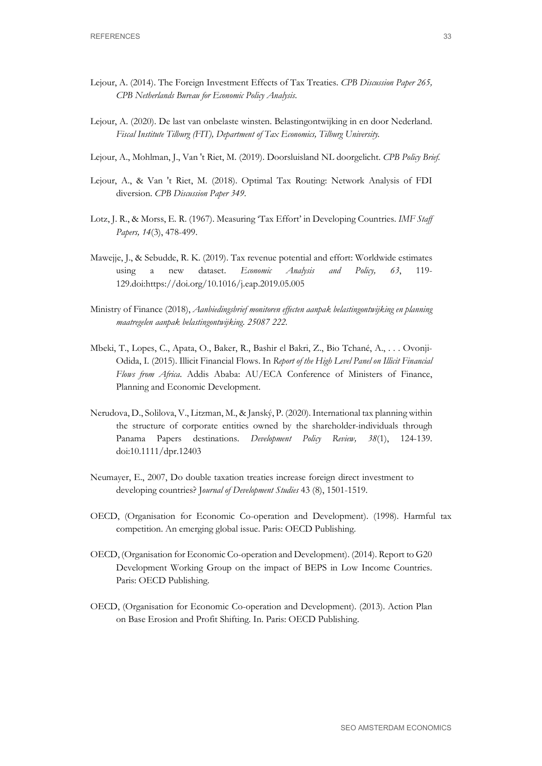Lejour, A. (2014). The Foreign Investment Effects of Tax Treaties. *CPB Discussion Paper 265, CPB Netherlands Bureau for Economic Policy Analysis*.

Lejour, A. (2020). De last van onbelaste winsten. Belastingontwijking in en door Nederland. *Fiscal Institute Tilburg (FIT), Department of Tax Economics, Tilburg University.*

Lejour, A., Mohlman, J., Van 't Riet, M. (2019). Doorsluisland NL doorgelicht. *CPB Policy Brief.*

Lejour, A., & Van 't Riet, M. (2018). Optimal Tax Routing: Network Analysis of FDI diversion. *CPB Discussion Paper 349*.

Lotz, J. R., & Morss, E. R. (1967). Measuring 'Tax Effort' in Developing Countries. *IMF Staff Papers, 14*(3), 478-499.

Mawejje, J., & Sebudde, R. K. (2019). Tax revenue potential and effort: Worldwide estimates using a new dataset. *Economic Analysis and Policy, 63*, 119-129.doi:https://doi.org/10.1016/j.eap.2019.05.005

Ministry of Finance (2018), *Aanbiedingsbrief monitoren effecten aanpak belastingontwijking en planning maatregelen aanpak belastingontwijking. 25087 222.*

Mbeki, T., Lopes, C., Apata, O., Baker, R., Bashir el Bakri, Z., Bio Tchané, A., . . . Ovonji-Odida, I. (2015). Illicit Financial Flows. In *Report of the High Level Panel on Illicit Financial Flows from Africa*. Addis Ababa: AU/ECA Conference of Ministers of Finance, Planning and Economic Development.

Nerudova, D., Solilova, V., Litzman, M., & Janský, P. (2020). International tax planning within the structure of corporate entities owned by the shareholder-individuals through Panama Papers destinations. *Development Policy Review, 38*(1), 124-139. doi:10.1111/dpr.12403

Neumayer, E., 2007, Do double taxation treaties increase foreign direct investment to developing countries? *Journal of Development Studies* 43 (8), 1501-1519.

OECD, (Organisation for Economic Co-operation and Development). (1998). Harmful tax competition. An emerging global issue. Paris: OECD Publishing.

OECD, (Organisation for Economic Co-operation and Development). (2014). Report to G20 Development Working Group on the impact of BEPS in Low Income Countries. Paris: OECD Publishing.

OECD, (Organisation for Economic Co-operation and Development). (2013). Action Plan on Base Erosion and Profit Shifting. In. Paris: OECD Publishing.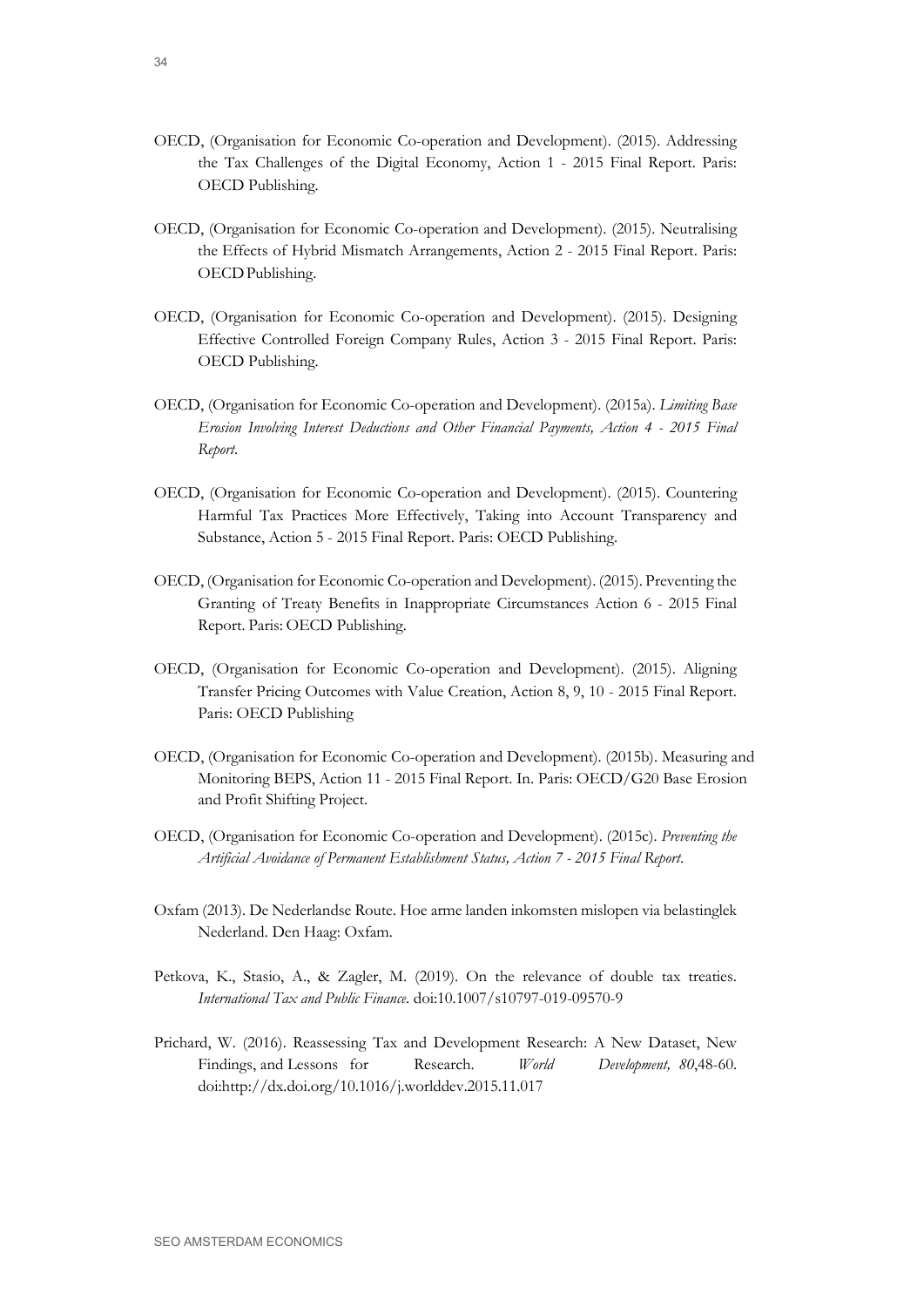OECD, (Organisation for Economic Co-operation and Development). (2015). Addressing the Tax Challenges of the Digital Economy, Action 1 - 2015 Final Report. Paris: OECD Publishing.

OECD, (Organisation for Economic Co-operation and Development). (2015). Neutralising the Effects of Hybrid Mismatch Arrangements, Action 2 - 2015 Final Report. Paris: OECD Publishing.

OECD, (Organisation for Economic Co-operation and Development). (2015). Designing Effective Controlled Foreign Company Rules, Action 3 - 2015 Final Report. Paris: OECD Publishing.

OECD, (Organisation for Economic Co-operation and Development). (2015a). *Limiting Base Erosion Involving Interest Deductions and Other Financial Payments, Action 4 - 2015 Final Report.*

OECD, (Organisation for Economic Co-operation and Development). (2015). Countering Harmful Tax Practices More Effectively, Taking into Account Transparency and Substance, Action 5 - 2015 Final Report. Paris: OECD Publishing.

OECD, (Organisation for Economic Co-operation and Development). (2015). Preventing the Granting of Treaty Benefits in Inappropriate Circumstances Action 6 - 2015 Final Report. Paris: OECD Publishing.

OECD, (Organisation for Economic Co-operation and Development). (2015). Aligning Transfer Pricing Outcomes with Value Creation, Action 8, 9, 10 - 2015 Final Report. Paris: OECD Publishing

OECD, (Organisation for Economic Co-operation and Development). (2015b). Measuring and Monitoring BEPS, Action 11 - 2015 Final Report. In. Paris: OECD/G20 Base Erosion and Profit Shifting Project.

OECD, (Organisation for Economic Co-operation and Development). (2015c). *Preventing the Artificial Avoidance of Permanent Establishment Status, Action 7 - 2015 Final Report.*

Oxfam (2013). De Nederlandse Route. Hoe arme landen inkomsten mislopen via belastinglek Nederland. Den Haag: Oxfam.

Petkova, K., Stasio, A., & Zagler, M. (2019). On the relevance of double tax treaties. *International Tax and Public Finance*. doi:10.1007/s10797-019-09570-9

Prichard, W. (2016). Reassessing Tax and Development Research: A New Dataset, New Findings, and Lessons for Research. *World Development, 80*,48-60. doi:http://dx.doi.org/10.1016/j.worlddev.2015.11.017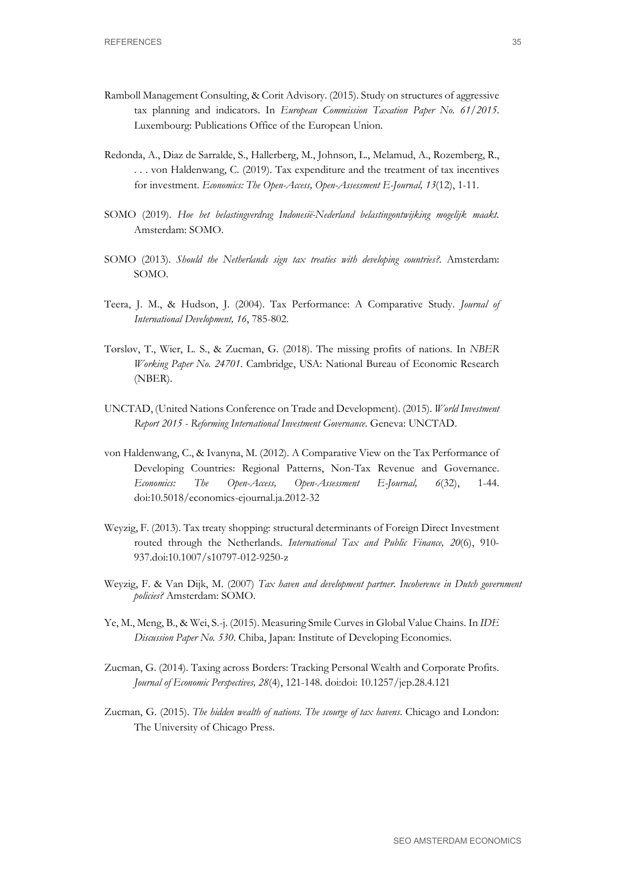Ramboll Management Consulting, & Corit Advisory. (2015). Study on structures of aggressive tax planning and indicators. In *European Commission Taxation Paper No. 61/2015*. Luxembourg: Publications Office of the European Union.

Redonda, A., Diaz de Sarralde, S., Hallerberg, M., Johnson, L., Melamud, A., Rozemberg, R., . . . von Haldenwang, C. (2019). Tax expenditure and the treatment of tax incentives for investment. *Economics: The Open-Access, Open-Assessment E-Journal, 13*(12), 1-11.

SOMO (2019). *Hoe het belastingverdrag Indonesië-Nederland belastingontwijking mogelijk maakt*. Amsterdam: SOMO.

SOMO (2013). *Should the Netherlands sign tax treaties with developing countries?*. Amsterdam: SOMO.

Teera, J. M., & Hudson, J. (2004). Tax Performance: A Comparative Study. *Journal of International Development, 16*, 785-802.

Tørsløv, T., Wier, L. S., & Zucman, G. (2018). The missing profits of nations. In *NBER Working Paper No. 24701*. Cambridge, USA: National Bureau of Economic Research (NBER).

UNCTAD, (United Nations Conference on Trade and Development). (2015). *World Investment Report 2015 - Reforming International Investment Governance*. Geneva: UNCTAD.

von Haldenwang, C., & Ivanyna, M. (2012). A Comparative View on the Tax Performance of Developing Countries: Regional Patterns, Non-Tax Revenue and Governance. *Economics: The Open-Access, Open-Assessment E-Journal, 6*(32), 1-44. doi:10.5018/economics-ejournal.ja.2012-32

Weyzig, F. (2013). Tax treaty shopping: structural determinants of Foreign Direct Investment routed through the Netherlands. *International Tax and Public Finance, 20*(6), 910-937.doi:10.1007/s10797-012-9250-z

Weyzig, F. & Van Dijk, M. (2007) *Tax haven and development partner. Incoherence in Dutch government policies?* Amsterdam: SOMO.

Ye, M., Meng, B., & Wei, S.-j. (2015). Measuring Smile Curves in Global Value Chains. In *IDE Discussion Paper No. 530*. Chiba, Japan: Institute of Developing Economies.

Zucman, G. (2014). Taxing across Borders: Tracking Personal Wealth and Corporate Profits. *Journal of Economic Perspectives, 28*(4), 121-148. doi:doi: 10.1257/jep.28.4.121

Zucman, G. (2015). *The hidden wealth of nations. The scourge of tax havens*. Chicago and London: The University of Chicago Press.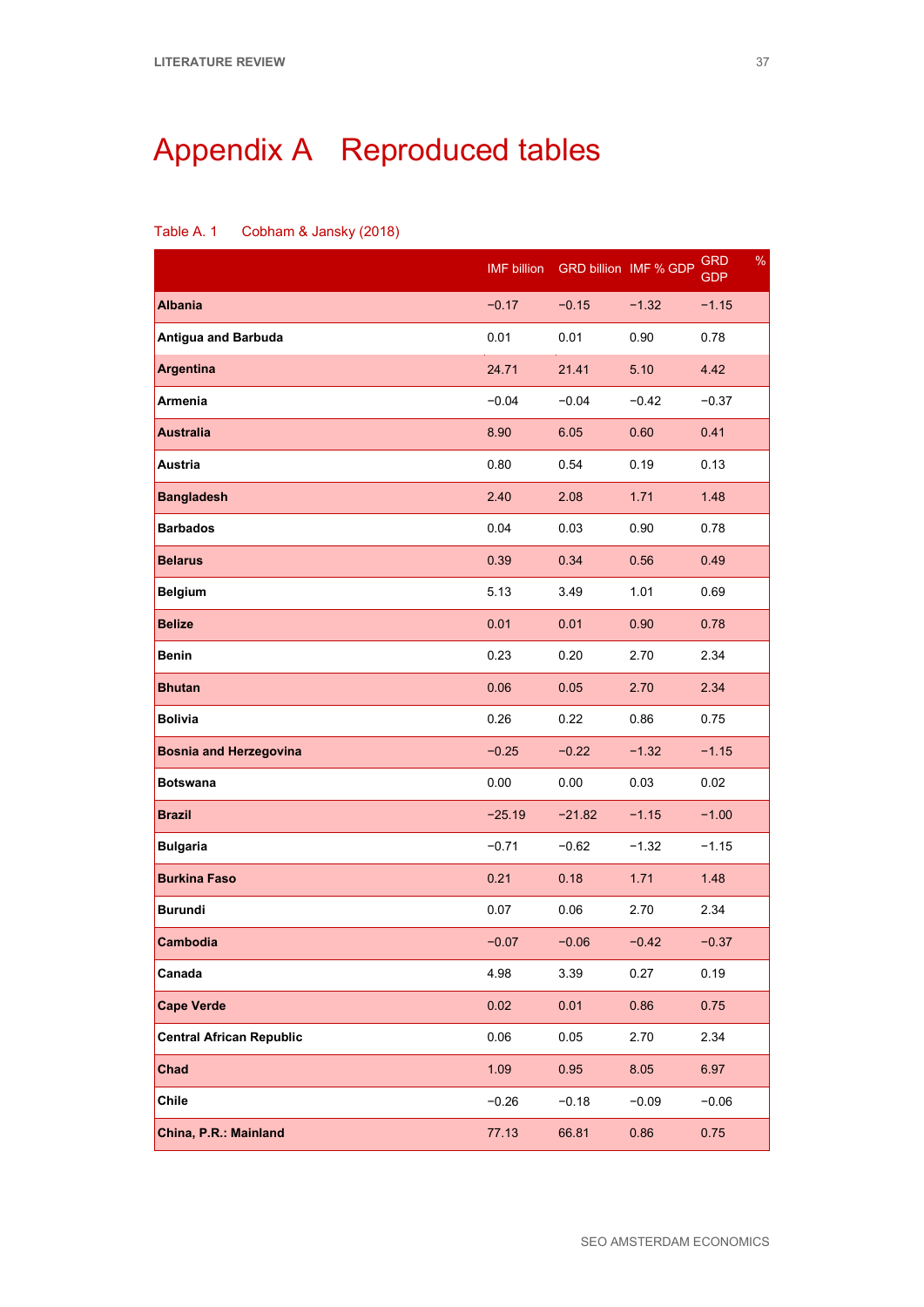# Appendix A  Reproduced tables

Table A. 1  Cobham & Jansky (2018)

| | IMF billion | GRD billion | IMF % GDP | GRD % GDP |
|---|---|---|---|---|
| **Albania** | −0.17 | −0.15 | −1.32 | −1.15 |
| **Antigua and Barbuda** | 0.01 | 0.01 | 0.90 | 0.78 |
| **Argentina** | 24.71 | 21.41 | 5.10 | 4.42 |
| **Armenia** | −0.04 | −0.04 | −0.42 | −0.37 |
| **Australia** | 8.90 | 6.05 | 0.60 | 0.41 |
| **Austria** | 0.80 | 0.54 | 0.19 | 0.13 |
| **Bangladesh** | 2.40 | 2.08 | 1.71 | 1.48 |
| **Barbados** | 0.04 | 0.03 | 0.90 | 0.78 |
| **Belarus** | 0.39 | 0.34 | 0.56 | 0.49 |
| **Belgium** | 5.13 | 3.49 | 1.01 | 0.69 |
| **Belize** | 0.01 | 0.01 | 0.90 | 0.78 |
| **Benin** | 0.23 | 0.20 | 2.70 | 2.34 |
| **Bhutan** | 0.06 | 0.05 | 2.70 | 2.34 |
| **Bolivia** | 0.26 | 0.22 | 0.86 | 0.75 |
| **Bosnia and Herzegovina** | −0.25 | −0.22 | −1.32 | −1.15 |
| **Botswana** | 0.00 | 0.00 | 0.03 | 0.02 |
| **Brazil** | −25.19 | −21.82 | −1.15 | −1.00 |
| **Bulgaria** | −0.71 | −0.62 | −1.32 | −1.15 |
| **Burkina Faso** | 0.21 | 0.18 | 1.71 | 1.48 |
| **Burundi** | 0.07 | 0.06 | 2.70 | 2.34 |
| **Cambodia** | −0.07 | −0.06 | −0.42 | −0.37 |
| **Canada** | 4.98 | 3.39 | 0.27 | 0.19 |
| **Cape Verde** | 0.02 | 0.01 | 0.86 | 0.75 |
| **Central African Republic** | 0.06 | 0.05 | 2.70 | 2.34 |
| **Chad** | 1.09 | 0.95 | 8.05 | 6.97 |
| **Chile** | −0.26 | −0.18 | −0.09 | −0.06 |
| **China, P.R.: Mainland** | 77.13 | 66.81 | 0.86 | 0.75 |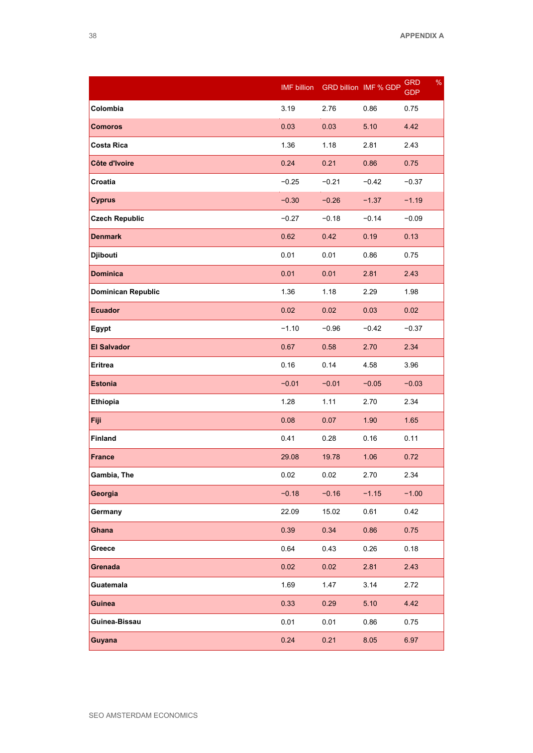| | IMF billion | GRD billion | IMF % GDP | GRD % GDP |
|---|---|---|---|---|
| **Colombia** | 3.19 | 2.76 | 0.86 | 0.75 |
| **Comoros** | 0.03 | 0.03 | 5.10 | 4.42 |
| **Costa Rica** | 1.36 | 1.18 | 2.81 | 2.43 |
| **Côte d'Ivoire** | 0.24 | 0.21 | 0.86 | 0.75 |
| **Croatia** | −0.25 | −0.21 | −0.42 | −0.37 |
| **Cyprus** | −0.30 | −0.26 | −1.37 | −1.19 |
| **Czech Republic** | −0.27 | −0.18 | −0.14 | −0.09 |
| **Denmark** | 0.62 | 0.42 | 0.19 | 0.13 |
| **Djibouti** | 0.01 | 0.01 | 0.86 | 0.75 |
| **Dominica** | 0.01 | 0.01 | 2.81 | 2.43 |
| **Dominican Republic** | 1.36 | 1.18 | 2.29 | 1.98 |
| **Ecuador** | 0.02 | 0.02 | 0.03 | 0.02 |
| **Egypt** | −1.10 | −0.96 | −0.42 | −0.37 |
| **El Salvador** | 0.67 | 0.58 | 2.70 | 2.34 |
| **Eritrea** | 0.16 | 0.14 | 4.58 | 3.96 |
| **Estonia** | −0.01 | −0.01 | −0.05 | −0.03 |
| **Ethiopia** | 1.28 | 1.11 | 2.70 | 2.34 |
| **Fiji** | 0.08 | 0.07 | 1.90 | 1.65 |
| **Finland** | 0.41 | 0.28 | 0.16 | 0.11 |
| **France** | 29.08 | 19.78 | 1.06 | 0.72 |
| **Gambia, The** | 0.02 | 0.02 | 2.70 | 2.34 |
| **Georgia** | −0.18 | −0.16 | −1.15 | −1.00 |
| **Germany** | 22.09 | 15.02 | 0.61 | 0.42 |
| **Ghana** | 0.39 | 0.34 | 0.86 | 0.75 |
| **Greece** | 0.64 | 0.43 | 0.26 | 0.18 |
| **Grenada** | 0.02 | 0.02 | 2.81 | 2.43 |
| **Guatemala** | 1.69 | 1.47 | 3.14 | 2.72 |
| **Guinea** | 0.33 | 0.29 | 5.10 | 4.42 |
| **Guinea-Bissau** | 0.01 | 0.01 | 0.86 | 0.75 |
| **Guyana** | 0.24 | 0.21 | 8.05 | 6.97 |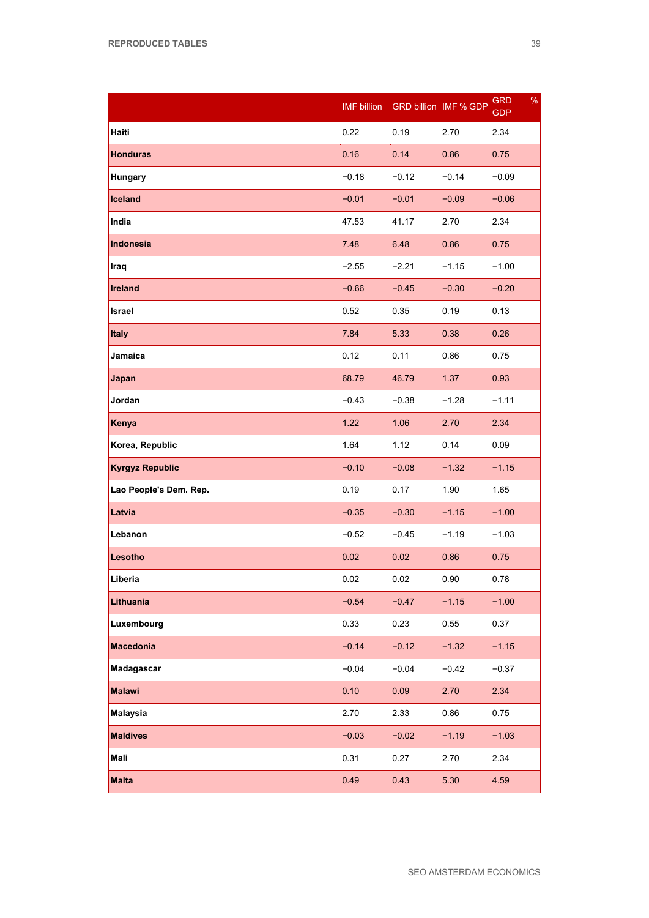| | IMF billion | GRD billion | IMF % GDP | GRD % GDP |
|---|---|---|---|---|
| **Haiti** | 0.22 | 0.19 | 2.70 | 2.34 |
| **Honduras** | 0.16 | 0.14 | 0.86 | 0.75 |
| **Hungary** | −0.18 | −0.12 | −0.14 | −0.09 |
| **Iceland** | −0.01 | −0.01 | −0.09 | −0.06 |
| **India** | 47.53 | 41.17 | 2.70 | 2.34 |
| **Indonesia** | 7.48 | 6.48 | 0.86 | 0.75 |
| **Iraq** | −2.55 | −2.21 | −1.15 | −1.00 |
| **Ireland** | −0.66 | −0.45 | −0.30 | −0.20 |
| **Israel** | 0.52 | 0.35 | 0.19 | 0.13 |
| **Italy** | 7.84 | 5.33 | 0.38 | 0.26 |
| **Jamaica** | 0.12 | 0.11 | 0.86 | 0.75 |
| **Japan** | 68.79 | 46.79 | 1.37 | 0.93 |
| **Jordan** | −0.43 | −0.38 | −1.28 | −1.11 |
| **Kenya** | 1.22 | 1.06 | 2.70 | 2.34 |
| **Korea, Republic** | 1.64 | 1.12 | 0.14 | 0.09 |
| **Kyrgyz Republic** | −0.10 | −0.08 | −1.32 | −1.15 |
| **Lao People's Dem. Rep.** | 0.19 | 0.17 | 1.90 | 1.65 |
| **Latvia** | −0.35 | −0.30 | −1.15 | −1.00 |
| **Lebanon** | −0.52 | −0.45 | −1.19 | −1.03 |
| **Lesotho** | 0.02 | 0.02 | 0.86 | 0.75 |
| **Liberia** | 0.02 | 0.02 | 0.90 | 0.78 |
| **Lithuania** | −0.54 | −0.47 | −1.15 | −1.00 |
| **Luxembourg** | 0.33 | 0.23 | 0.55 | 0.37 |
| **Macedonia** | −0.14 | −0.12 | −1.32 | −1.15 |
| **Madagascar** | −0.04 | −0.04 | −0.42 | −0.37 |
| **Malawi** | 0.10 | 0.09 | 2.70 | 2.34 |
| **Malaysia** | 2.70 | 2.33 | 0.86 | 0.75 |
| **Maldives** | −0.03 | −0.02 | −1.19 | −1.03 |
| **Mali** | 0.31 | 0.27 | 2.70 | 2.34 |
| **Malta** | 0.49 | 0.43 | 5.30 | 4.59 |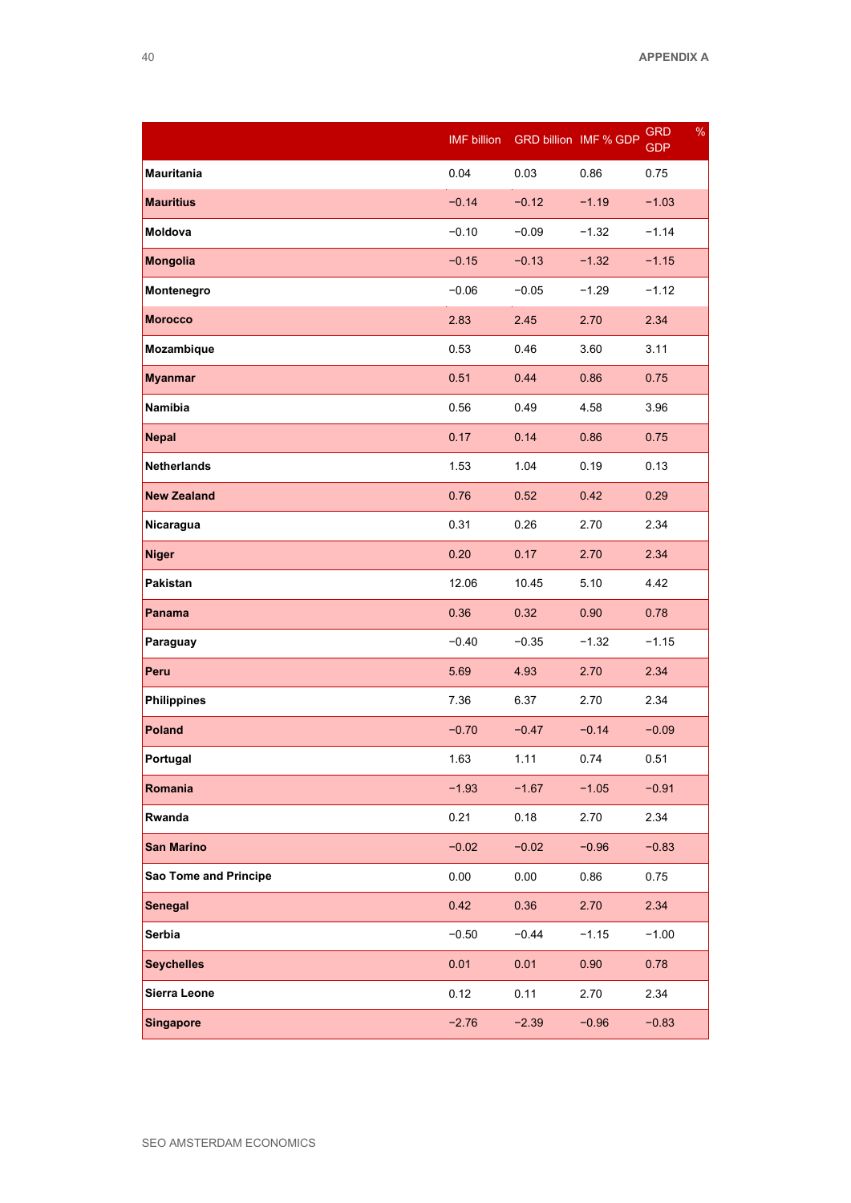| | IMF billion | GRD billion | IMF % GDP | GRD % GDP |
|---|---|---|---|---|
| **Mauritania** | 0.04 | 0.03 | 0.86 | 0.75 |
| **Mauritius** | −0.14 | −0.12 | −1.19 | −1.03 |
| **Moldova** | −0.10 | −0.09 | −1.32 | −1.14 |
| **Mongolia** | −0.15 | −0.13 | −1.32 | −1.15 |
| **Montenegro** | −0.06 | −0.05 | −1.29 | −1.12 |
| **Morocco** | 2.83 | 2.45 | 2.70 | 2.34 |
| **Mozambique** | 0.53 | 0.46 | 3.60 | 3.11 |
| **Myanmar** | 0.51 | 0.44 | 0.86 | 0.75 |
| **Namibia** | 0.56 | 0.49 | 4.58 | 3.96 |
| **Nepal** | 0.17 | 0.14 | 0.86 | 0.75 |
| **Netherlands** | 1.53 | 1.04 | 0.19 | 0.13 |
| **New Zealand** | 0.76 | 0.52 | 0.42 | 0.29 |
| **Nicaragua** | 0.31 | 0.26 | 2.70 | 2.34 |
| **Niger** | 0.20 | 0.17 | 2.70 | 2.34 |
| **Pakistan** | 12.06 | 10.45 | 5.10 | 4.42 |
| **Panama** | 0.36 | 0.32 | 0.90 | 0.78 |
| **Paraguay** | −0.40 | −0.35 | −1.32 | −1.15 |
| **Peru** | 5.69 | 4.93 | 2.70 | 2.34 |
| **Philippines** | 7.36 | 6.37 | 2.70 | 2.34 |
| **Poland** | −0.70 | −0.47 | −0.14 | −0.09 |
| **Portugal** | 1.63 | 1.11 | 0.74 | 0.51 |
| **Romania** | −1.93 | −1.67 | −1.05 | −0.91 |
| **Rwanda** | 0.21 | 0.18 | 2.70 | 2.34 |
| **San Marino** | −0.02 | −0.02 | −0.96 | −0.83 |
| **Sao Tome and Principe** | 0.00 | 0.00 | 0.86 | 0.75 |
| **Senegal** | 0.42 | 0.36 | 2.70 | 2.34 |
| **Serbia** | −0.50 | −0.44 | −1.15 | −1.00 |
| **Seychelles** | 0.01 | 0.01 | 0.90 | 0.78 |
| **Sierra Leone** | 0.12 | 0.11 | 2.70 | 2.34 |
| **Singapore** | −2.76 | −2.39 | −0.96 | −0.83 |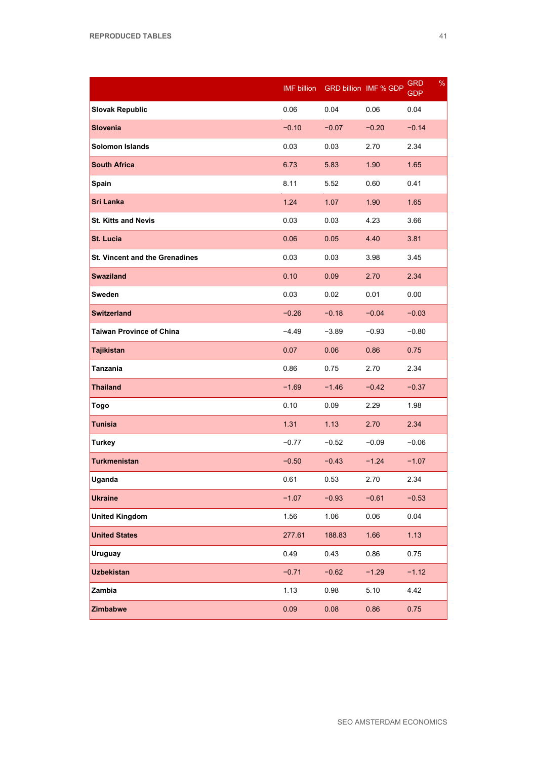| | IMF billion | GRD billion | IMF % GDP | GRD % GDP |
|---|---|---|---|---|
| **Slovak Republic** | 0.06 | 0.04 | 0.06 | 0.04 |
| **Slovenia** | −0.10 | −0.07 | −0.20 | −0.14 |
| **Solomon Islands** | 0.03 | 0.03 | 2.70 | 2.34 |
| **South Africa** | 6.73 | 5.83 | 1.90 | 1.65 |
| **Spain** | 8.11 | 5.52 | 0.60 | 0.41 |
| **Sri Lanka** | 1.24 | 1.07 | 1.90 | 1.65 |
| **St. Kitts and Nevis** | 0.03 | 0.03 | 4.23 | 3.66 |
| **St. Lucia** | 0.06 | 0.05 | 4.40 | 3.81 |
| **St. Vincent and the Grenadines** | 0.03 | 0.03 | 3.98 | 3.45 |
| **Swaziland** | 0.10 | 0.09 | 2.70 | 2.34 |
| **Sweden** | 0.03 | 0.02 | 0.01 | 0.00 |
| **Switzerland** | −0.26 | −0.18 | −0.04 | −0.03 |
| **Taiwan Province of China** | −4.49 | −3.89 | −0.93 | −0.80 |
| **Tajikistan** | 0.07 | 0.06 | 0.86 | 0.75 |
| **Tanzania** | 0.86 | 0.75 | 2.70 | 2.34 |
| **Thailand** | −1.69 | −1.46 | −0.42 | −0.37 |
| **Togo** | 0.10 | 0.09 | 2.29 | 1.98 |
| **Tunisia** | 1.31 | 1.13 | 2.70 | 2.34 |
| **Turkey** | −0.77 | −0.52 | −0.09 | −0.06 |
| **Turkmenistan** | −0.50 | −0.43 | −1.24 | −1.07 |
| **Uganda** | 0.61 | 0.53 | 2.70 | 2.34 |
| **Ukraine** | −1.07 | −0.93 | −0.61 | −0.53 |
| **United Kingdom** | 1.56 | 1.06 | 0.06 | 0.04 |
| **United States** | 277.61 | 188.83 | 1.66 | 1.13 |
| **Uruguay** | 0.49 | 0.43 | 0.86 | 0.75 |
| **Uzbekistan** | −0.71 | −0.62 | −1.29 | −1.12 |
| **Zambia** | 1.13 | 0.98 | 5.10 | 4.42 |
| **Zimbabwe** | 0.09 | 0.08 | 0.86 | 0.75 |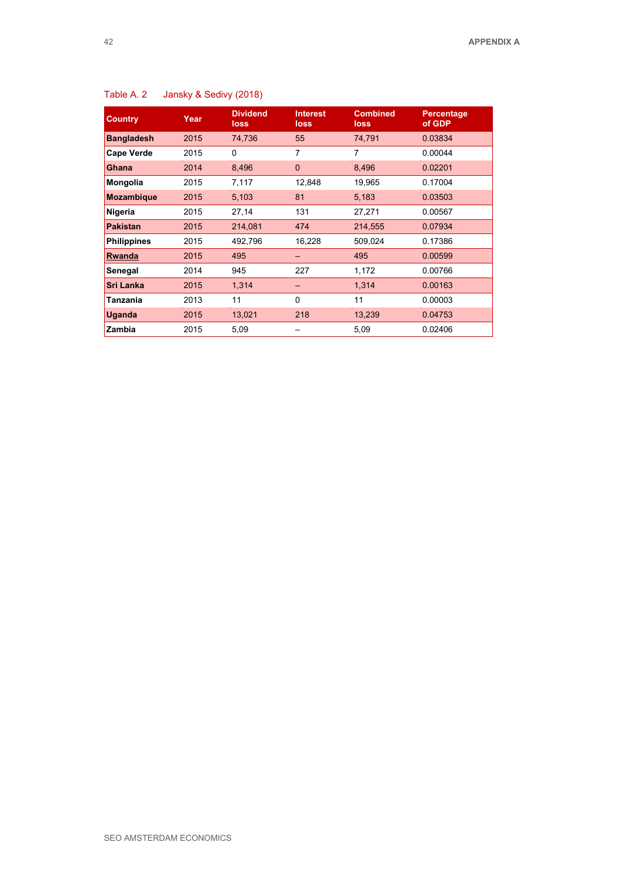Table A. 2 Jansky & Sedivy (2018)

| Country | Year | Dividend loss | Interest loss | Combined loss | Percentage of GDP |
|---|---|---|---|---|---|
| **Bangladesh** | 2015 | 74,736 | 55 | 74,791 | 0.03834 |
| **Cape Verde** | 2015 | 0 | 7 | 7 | 0.00044 |
| **Ghana** | 2014 | 8,496 | 0 | 8,496 | 0.02201 |
| **Mongolia** | 2015 | 7,117 | 12,848 | 19,965 | 0.17004 |
| **Mozambique** | 2015 | 5,103 | 81 | 5,183 | 0.03503 |
| **Nigeria** | 2015 | 27,14 | 131 | 27,271 | 0.00567 |
| **Pakistan** | 2015 | 214,081 | 474 | 214,555 | 0.07934 |
| **Philippines** | 2015 | 492,796 | 16,228 | 509,024 | 0.17386 |
| **Rwanda** | 2015 | 495 | – | 495 | 0.00599 |
| **Senegal** | 2014 | 945 | 227 | 1,172 | 0.00766 |
| **Sri Lanka** | 2015 | 1,314 | – | 1,314 | 0.00163 |
| **Tanzania** | 2013 | 11 | 0 | 11 | 0.00003 |
| **Uganda** | 2015 | 13,021 | 218 | 13,239 | 0.04753 |
| **Zambia** | 2015 | 5,09 | – | 5,09 | 0.02406 |